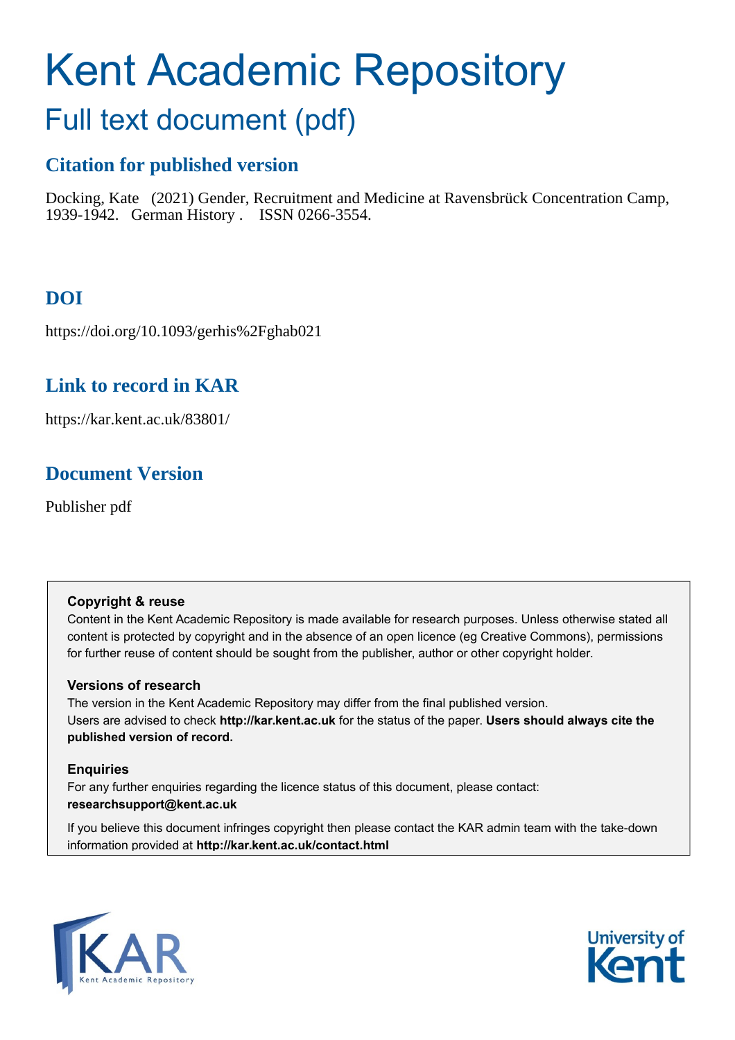# Kent Academic Repository

## Full text document (pdf)

### Citation for published version

Docking, Kate (2021) Gender, Recruitment and Medicine at Ravensbrück Concentration Camp, 1939-1942. German History . ISSN 0266-3554.

### DOI

https://doi.org/10.1093/gerhis%2Fghab021

### Link to record in KAR

https://kar.kent.ac.uk/83801/

### Document Version

Publisher pdf

**Copyright & reuse**

Content in the Kent Academic Repository is made available for research purposes. Unless otherwise stated all content is protected by copyright and in the absence of an open licence (eg Creative Commons), permissions for further reuse of content should be sought from the publisher, author or other copyright holder.

**Versions of research**

The version in the Kent Academic Repository may differ from the final published version. Users are advised to check **http://kar.kent.ac.uk** for the status of the paper. **Users should always cite the published version of record.**

**Enquiries**

For any further enquiries regarding the licence status of this document, please contact: **researchsupport@kent.ac.uk**

If you believe this document infringes copyright then please contact the KAR admin team with the take-down information provided at **http://kar.kent.ac.uk/contact.html**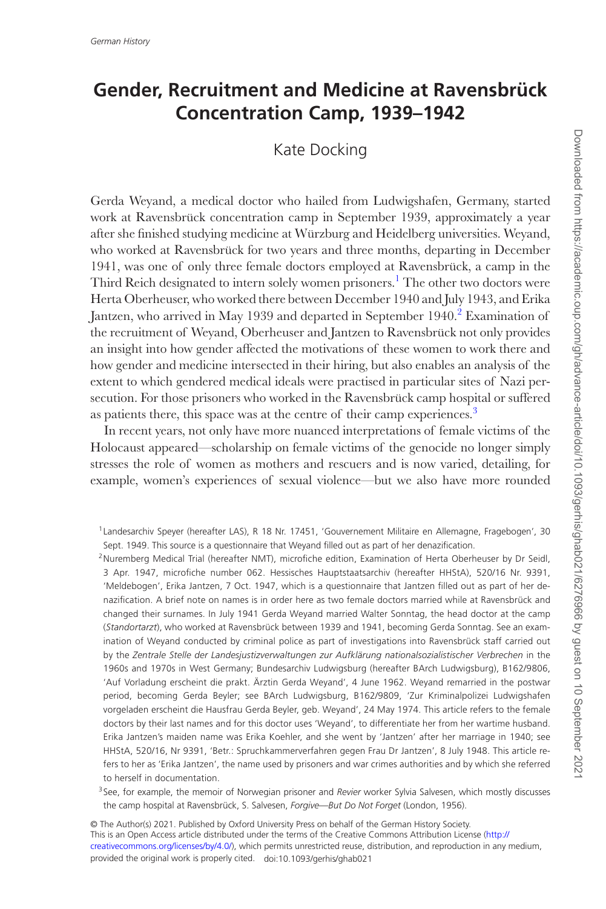# Gender, Recruitment and Medicine at Ravensbrück Concentration Camp, 1939–1942

Kate Docking

Gerda Weyand, a medical doctor who hailed from Ludwigshafen, Germany, started work at Ravensbrück concentration camp in September 1939, approximately a year after she finished studying medicine at Würzburg and Heidelberg universities. Weyand, who worked at Ravensbrück for two years and three months, departing in December 1941, was one of only three female doctors employed at Ravensbrück, a camp in the Third Reich designated to intern solely women prisoners.[1] The other two doctors were Herta Oberheuser, who worked there between December 1940 and July 1943, and Erika Jantzen, who arrived in May 1939 and departed in September 1940.[2] Examination of the recruitment of Weyand, Oberheuser and Jantzen to Ravensbrück not only provides an insight into how gender affected the motivations of these women to work there and how gender and medicine intersected in their hiring, but also enables an analysis of the extent to which gendered medical ideals were practised in particular sites of Nazi persecution. For those prisoners who worked in the Ravensbrück camp hospital or suffered as patients there, this space was at the centre of their camp experiences.[3]

In recent years, not only have more nuanced interpretations of female victims of the Holocaust appeared—scholarship on female victims of the genocide no longer simply stresses the role of women as mothers and rescuers and is now varied, detailing, for example, women's experiences of sexual violence—but we also have more rounded

[1] Landesarchiv Speyer (hereafter LAS), R 18 Nr. 17451, 'Gouvernement Militaire en Allemagne, Fragebogen', 30 Sept. 1949. This source is a questionnaire that Weyand filled out as part of her denazification.

[2] Nuremberg Medical Trial (hereafter NMT), microfiche edition, Examination of Herta Oberheuser by Dr Seidl, 3 Apr. 1947, microfiche number 062. Hessisches Hauptstaatsarchiv (hereafter HHStA), 520/16 Nr. 9391, 'Meldebogen', Erika Jantzen, 7 Oct. 1947, which is a questionnaire that Jantzen filled out as part of her denazification. A brief note on names is in order here as two female doctors married while at Ravensbrück and changed their surnames. In July 1941 Gerda Weyand married Walter Sonntag, the head doctor at the camp (*Standortarzt*), who worked at Ravensbrück between 1939 and 1941, becoming Gerda Sonntag. See an examination of Weyand conducted by criminal police as part of investigations into Ravensbrück staff carried out by the *Zentrale Stelle der Landesjustizverwaltungen zur Aufklärung nationalsozialistischer Verbrechen* in the 1960s and 1970s in West Germany; Bundesarchiv Ludwigsburg (hereafter BArch Ludwigsburg), B162/9806, 'Auf Vorladung erscheint die prakt. Ärztin Gerda Weyand', 4 June 1962. Weyand remarried in the postwar period, becoming Gerda Beyler; see BArch Ludwigsburg, B162/9809, 'Zur Kriminalpolizei Ludwigshafen vorgeladen erscheint die Hausfrau Gerda Beyler, geb. Weyand', 24 May 1974. This article refers to the female doctors by their last names and for this doctor uses 'Weyand', to differentiate her from her wartime husband. Erika Jantzen's maiden name was Erika Koehler, and she went by 'Jantzen' after her marriage in 1940; see HHStA, 520/16, Nr 9391, 'Betr.: Spruchkammerverfahren gegen Frau Dr Jantzen', 8 July 1948. This article refers to her as 'Erika Jantzen', the name used by prisoners and war crimes authorities and by which she referred to herself in documentation.

[3] See, for example, the memoir of Norwegian prisoner and *Revier* worker Sylvia Salvesen, which mostly discusses the camp hospital at Ravensbrück, S. Salvesen, *Forgive—But Do Not Forget* (London, 1956).

© The Author(s) 2021. Published by Oxford University Press on behalf of the German History Society.
This is an Open Access article distributed under the terms of the Creative Commons Attribution License (http://creativecommons.org/licenses/by/4.0/), which permits unrestricted reuse, distribution, and reproduction in any medium, provided the original work is properly cited. doi:10.1093/gerhis/ghab021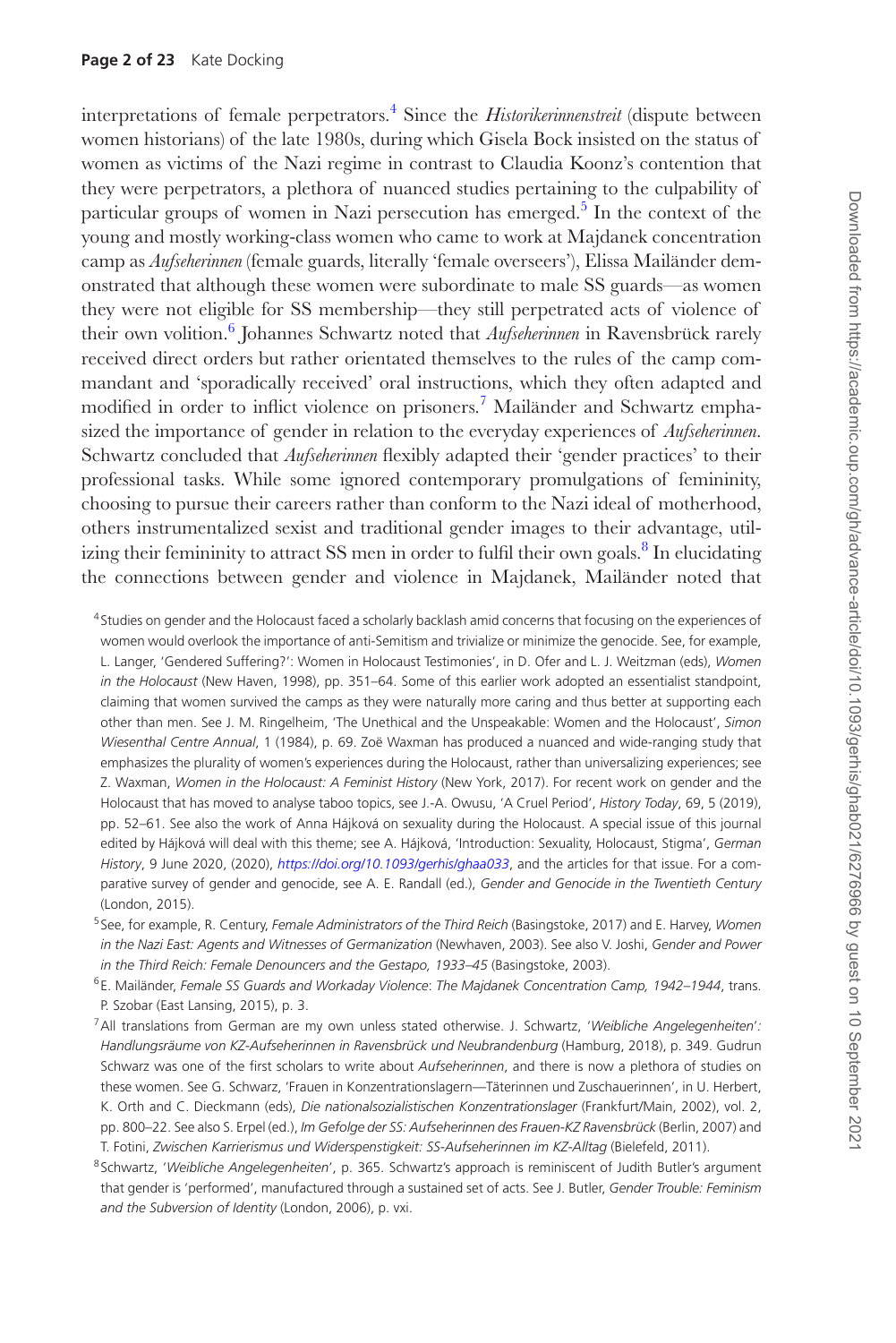interpretations of female perpetrators.[4] Since the *Historikerinnenstreit* (dispute between women historians) of the late 1980s, during which Gisela Bock insisted on the status of women as victims of the Nazi regime in contrast to Claudia Koonz's contention that they were perpetrators, a plethora of nuanced studies pertaining to the culpability of particular groups of women in Nazi persecution has emerged.[5] In the context of the young and mostly working-class women who came to work at Majdanek concentration camp as *Aufseherinnen* (female guards, literally 'female overseers'), Elissa Mailänder demonstrated that although these women were subordinate to male SS guards—as women they were not eligible for SS membership—they still perpetrated acts of violence of their own volition.[6] Johannes Schwartz noted that *Aufseherinnen* in Ravensbrück rarely received direct orders but rather orientated themselves to the rules of the camp commandant and 'sporadically received' oral instructions, which they often adapted and modified in order to inflict violence on prisoners.[7] Mailänder and Schwartz emphasized the importance of gender in relation to the everyday experiences of *Aufseherinnen*. Schwartz concluded that *Aufseherinnen* flexibly adapted their 'gender practices' to their professional tasks. While some ignored contemporary promulgations of femininity, choosing to pursue their careers rather than conform to the Nazi ideal of motherhood, others instrumentalized sexist and traditional gender images to their advantage, utilizing their femininity to attract SS men in order to fulfil their own goals.[8] In elucidating the connections between gender and violence in Majdanek, Mailänder noted that

[4] Studies on gender and the Holocaust faced a scholarly backlash amid concerns that focusing on the experiences of women would overlook the importance of anti-Semitism and trivialize or minimize the genocide. See, for example, L. Langer, 'Gendered Suffering?': Women in Holocaust Testimonies', in D. Ofer and L. J. Weitzman (eds), *Women in the Holocaust* (New Haven, 1998), pp. 351–64. Some of this earlier work adopted an essentialist standpoint, claiming that women survived the camps as they were naturally more caring and thus better at supporting each other than men. See J. M. Ringelheim, 'The Unethical and the Unspeakable: Women and the Holocaust', *Simon Wiesenthal Centre Annual*, 1 (1984), p. 69. Zoë Waxman has produced a nuanced and wide-ranging study that emphasizes the plurality of women's experiences during the Holocaust, rather than universalizing experiences; see Z. Waxman, *Women in the Holocaust: A Feminist History* (New York, 2017). For recent work on gender and the Holocaust that has moved to analyse taboo topics, see J.-A. Owusu, 'A Cruel Period', *History Today*, 69, 5 (2019), pp. 52–61. See also the work of Anna Hájková on sexuality during the Holocaust. A special issue of this journal edited by Hájková will deal with this theme; see A. Hájková, 'Introduction: Sexuality, Holocaust, Stigma', *German History*, 9 June 2020, (2020), *https://doi.org/10.1093/gerhis/ghaa033*, and the articles for that issue. For a comparative survey of gender and genocide, see A. E. Randall (ed.), *Gender and Genocide in the Twentieth Century* (London, 2015).

[5] See, for example, R. Century, *Female Administrators of the Third Reich* (Basingstoke, 2017) and E. Harvey, *Women in the Nazi East: Agents and Witnesses of Germanization* (Newhaven, 2003). See also V. Joshi, *Gender and Power in the Third Reich: Female Denouncers and the Gestapo, 1933–45* (Basingstoke, 2003).

[6] E. Mailänder, *Female SS Guards and Workaday Violence*: *The Majdanek Concentration Camp, 1942–1944*, trans. P. Szobar (East Lansing, 2015), p. 3.

[7] All translations from German are my own unless stated otherwise. J. Schwartz, '*Weibliche Angelegenheiten*'*: Handlungsräume von KZ-Aufseherinnen in Ravensbrück und Neubrandenburg* (Hamburg, 2018), p. 349. Gudrun Schwarz was one of the first scholars to write about *Aufseherinnen*, and there is now a plethora of studies on these women. See G. Schwarz, 'Frauen in Konzentrationslagern—Täterinnen und Zuschauerinnen', in U. Herbert, K. Orth and C. Dieckmann (eds), *Die nationalsozialistischen Konzentrationslager* (Frankfurt/Main, 2002), vol. 2, pp. 800–22. See also S. Erpel (ed.), *Im Gefolge der SS: Aufseherinnen des Frauen-KZ Ravensbrück* (Berlin, 2007) and T. Fotini, *Zwischen Karrierismus und Widerspenstigkeit: SS-Aufseherinnen im KZ-Alltag* (Bielefeld, 2011).

[8] Schwartz, '*Weibliche Angelegenheiten*', p. 365. Schwartz's approach is reminiscent of Judith Butler's argument that gender is 'performed', manufactured through a sustained set of acts. See J. Butler, *Gender Trouble: Feminism and the Subversion of Identity* (London, 2006), p. vxi.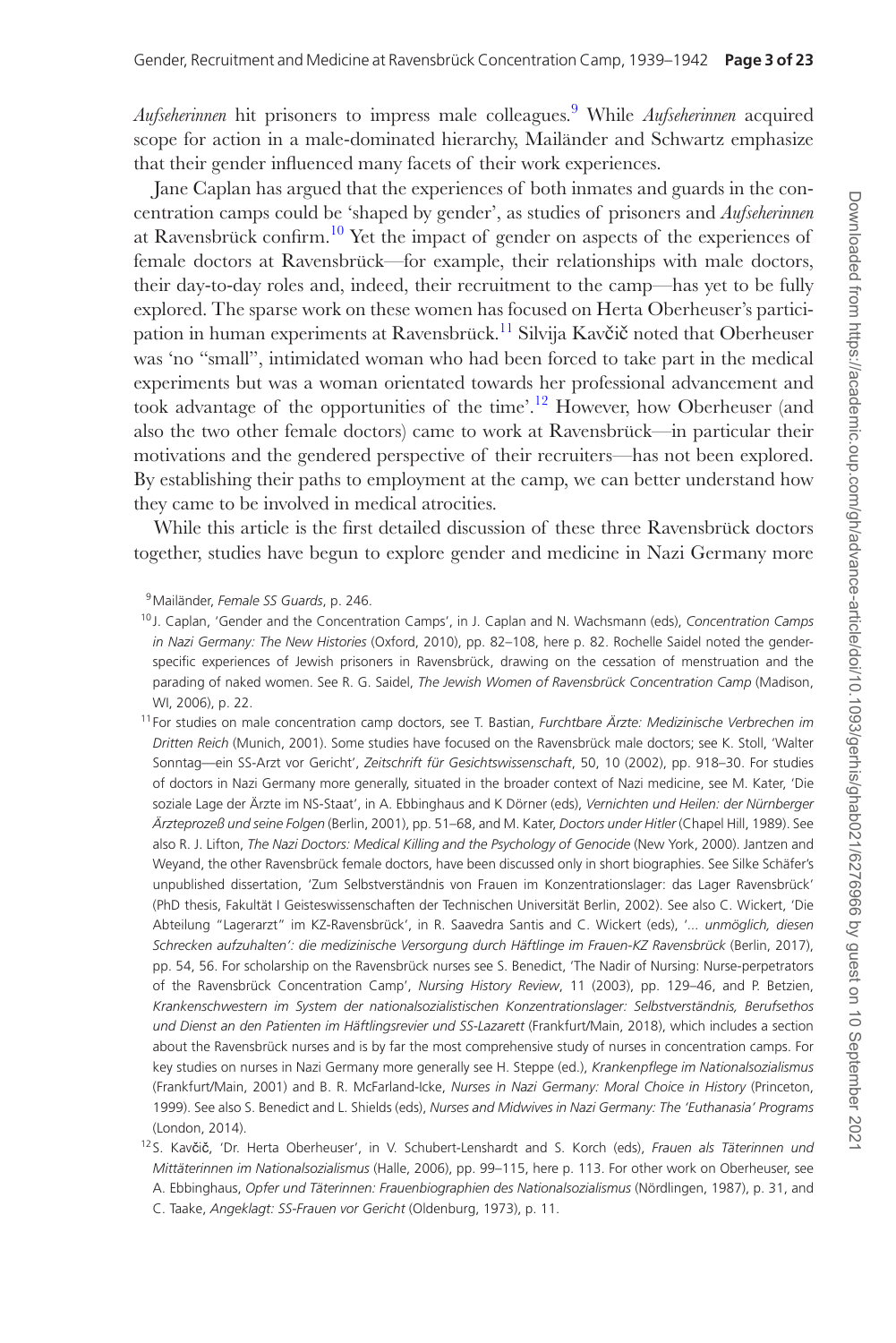*Aufseherinnen* hit prisoners to impress male colleagues.[9] While *Aufseherinnen* acquired scope for action in a male-dominated hierarchy, Mailänder and Schwartz emphasize that their gender influenced many facets of their work experiences.

Jane Caplan has argued that the experiences of both inmates and guards in the concentration camps could be 'shaped by gender', as studies of prisoners and *Aufseherinnen* at Ravensbrück confirm.[10] Yet the impact of gender on aspects of the experiences of female doctors at Ravensbrück—for example, their relationships with male doctors, their day-to-day roles and, indeed, their recruitment to the camp—has yet to be fully explored. The sparse work on these women has focused on Herta Oberheuser's participation in human experiments at Ravensbrück.[11] Silvija Kavčič noted that Oberheuser was 'no "small", intimidated woman who had been forced to take part in the medical experiments but was a woman orientated towards her professional advancement and took advantage of the opportunities of the time'.[12] However, how Oberheuser (and also the two other female doctors) came to work at Ravensbrück—in particular their motivations and the gendered perspective of their recruiters—has not been explored. By establishing their paths to employment at the camp, we can better understand how they came to be involved in medical atrocities.

While this article is the first detailed discussion of these three Ravensbrück doctors together, studies have begun to explore gender and medicine in Nazi Germany more

[9] Mailänder, *Female SS Guards*, p. 246.

[10] J. Caplan, 'Gender and the Concentration Camps', in J. Caplan and N. Wachsmann (eds), *Concentration Camps in Nazi Germany: The New Histories* (Oxford, 2010), pp. 82–108, here p. 82. Rochelle Saidel noted the gender-specific experiences of Jewish prisoners in Ravensbrück, drawing on the cessation of menstruation and the parading of naked women. See R. G. Saidel, *The Jewish Women of Ravensbrück Concentration Camp* (Madison, WI, 2006), p. 22.

[11] For studies on male concentration camp doctors, see T. Bastian, *Furchtbare Ärzte: Medizinische Verbrechen im Dritten Reich* (Munich, 2001). Some studies have focused on the Ravensbrück male doctors; see K. Stoll, 'Walter Sonntag—ein SS-Arzt vor Gericht', *Zeitschrift für Gesichtswissenschaft*, 50, 10 (2002), pp. 918–30. For studies of doctors in Nazi Germany more generally, situated in the broader context of Nazi medicine, see M. Kater, 'Die soziale Lage der Ärzte im NS-Staat', in A. Ebbinghaus and K Dörner (eds), *Vernichten und Heilen: der Nürnberger Ärzteprozeß und seine Folgen* (Berlin, 2001), pp. 51–68, and M. Kater, *Doctors under Hitler* (Chapel Hill, 1989). See also R. J. Lifton, *The Nazi Doctors: Medical Killing and the Psychology of Genocide* (New York, 2000). Jantzen and Weyand, the other Ravensbrück female doctors, have been discussed only in short biographies. See Silke Schäfer's unpublished dissertation, 'Zum Selbstverständnis von Frauen im Konzentrationslager: das Lager Ravensbrück' (PhD thesis, Fakultät I Geisteswissenschaften der Technischen Universität Berlin, 2002). See also C. Wickert, 'Die Abteilung "Lagerarzt" im KZ-Ravensbrück', in R. Saavedra Santis and C. Wickert (eds), *'... unmöglich, diesen Schrecken aufzuhalten': die medizinische Versorgung durch Häftlinge im Frauen-KZ Ravensbrück* (Berlin, 2017), pp. 54, 56. For scholarship on the Ravensbrück nurses see S. Benedict, 'The Nadir of Nursing: Nurse-perpetrators of the Ravensbrück Concentration Camp', *Nursing History Review*, 11 (2003), pp. 129–46, and P. Betzien, *Krankenschwestern im System der nationalsozialistischen Konzentrationslager: Selbstverständnis, Berufsethos und Dienst an den Patienten im Häftlingsrevier und SS-Lazarett* (Frankfurt/Main, 2018), which includes a section about the Ravensbrück nurses and is by far the most comprehensive study of nurses in concentration camps. For key studies on nurses in Nazi Germany more generally see H. Steppe (ed.), *Krankenpflege im Nationalsozialismus* (Frankfurt/Main, 2001) and B. R. McFarland-Icke, *Nurses in Nazi Germany: Moral Choice in History* (Princeton, 1999). See also S. Benedict and L. Shields (eds), *Nurses and Midwives in Nazi Germany: The 'Euthanasia' Programs* (London, 2014).

[12] S. Kavčič, 'Dr. Herta Oberheuser', in V. Schubert-Lenshardt and S. Korch (eds), *Frauen als Täterinnen und Mittäterinnen im Nationalsozialismus* (Halle, 2006), pp. 99–115, here p. 113. For other work on Oberheuser, see A. Ebbinghaus, *Opfer und Täterinnen: Frauenbiographien des Nationalsozialismus* (Nördlingen, 1987), p. 31, and C. Taake, *Angeklagt: SS-Frauen vor Gericht* (Oldenburg, 1973), p. 11.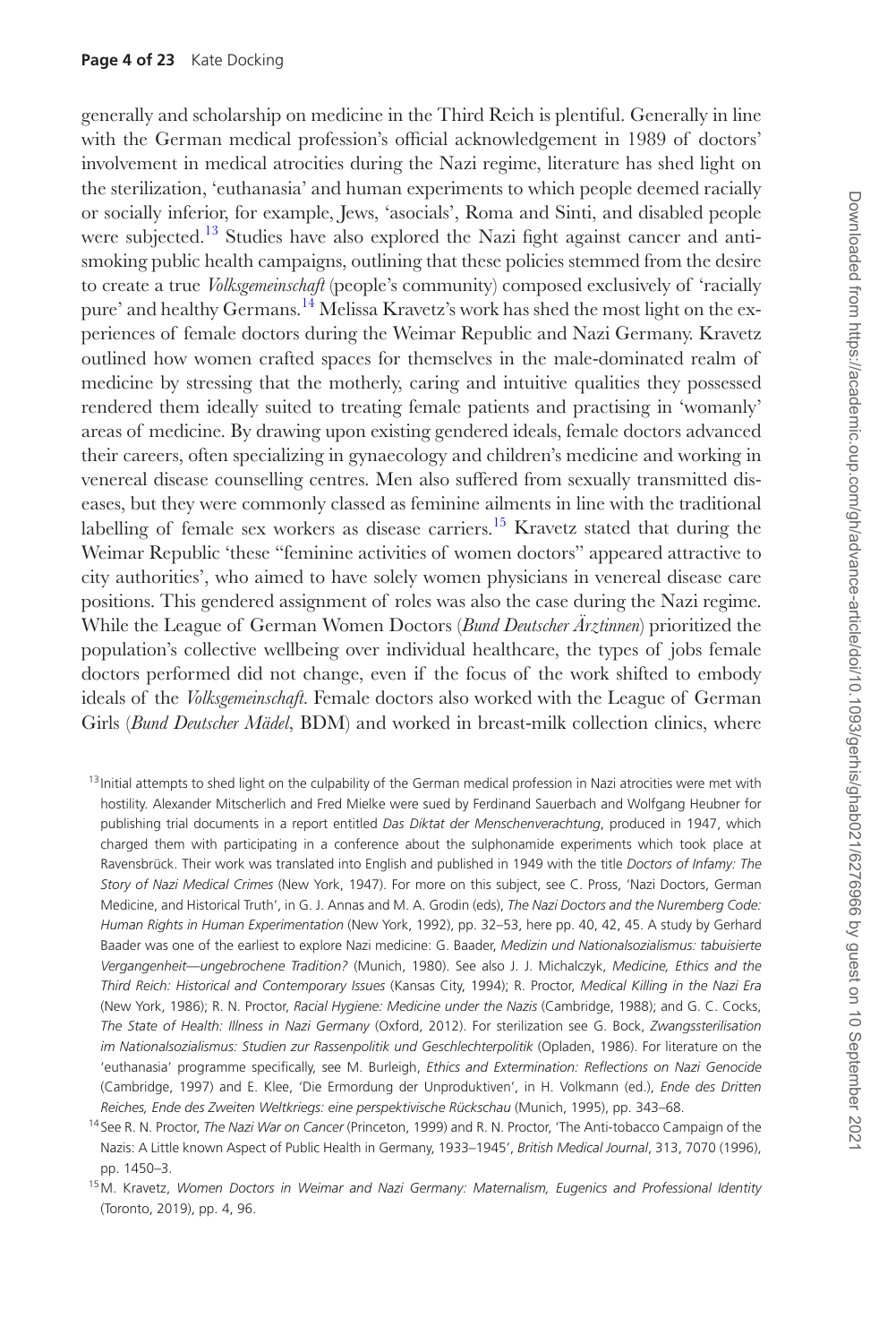generally and scholarship on medicine in the Third Reich is plentiful. Generally in line with the German medical profession's official acknowledgement in 1989 of doctors' involvement in medical atrocities during the Nazi regime, literature has shed light on the sterilization, 'euthanasia' and human experiments to which people deemed racially or socially inferior, for example, Jews, 'asocials', Roma and Sinti, and disabled people were subjected.[13] Studies have also explored the Nazi fight against cancer and anti-smoking public health campaigns, outlining that these policies stemmed from the desire to create a true *Volksgemeinschaft* (people's community) composed exclusively of 'racially pure' and healthy Germans.[14] Melissa Kravetz's work has shed the most light on the experiences of female doctors during the Weimar Republic and Nazi Germany. Kravetz outlined how women crafted spaces for themselves in the male-dominated realm of medicine by stressing that the motherly, caring and intuitive qualities they possessed rendered them ideally suited to treating female patients and practising in 'womanly' areas of medicine. By drawing upon existing gendered ideals, female doctors advanced their careers, often specializing in gynaecology and children's medicine and working in venereal disease counselling centres. Men also suffered from sexually transmitted diseases, but they were commonly classed as feminine ailments in line with the traditional labelling of female sex workers as disease carriers.[15] Kravetz stated that during the Weimar Republic 'these "feminine activities of women doctors" appeared attractive to city authorities', who aimed to have solely women physicians in venereal disease care positions. This gendered assignment of roles was also the case during the Nazi regime. While the League of German Women Doctors (*Bund Deutscher Ärztinnen*) prioritized the population's collective wellbeing over individual healthcare, the types of jobs female doctors performed did not change, even if the focus of the work shifted to embody ideals of the *Volksgemeinschaft*. Female doctors also worked with the League of German Girls (*Bund Deutscher Mädel*, BDM) and worked in breast-milk collection clinics, where

[13] Initial attempts to shed light on the culpability of the German medical profession in Nazi atrocities were met with hostility. Alexander Mitscherlich and Fred Mielke were sued by Ferdinand Sauerbach and Wolfgang Heubner for publishing trial documents in a report entitled *Das Diktat der Menschenverachtung*, produced in 1947, which charged them with participating in a conference about the sulphonamide experiments which took place at Ravensbrück. Their work was translated into English and published in 1949 with the title *Doctors of Infamy: The Story of Nazi Medical Crimes* (New York, 1947). For more on this subject, see C. Pross, 'Nazi Doctors, German Medicine, and Historical Truth', in G. J. Annas and M. A. Grodin (eds), *The Nazi Doctors and the Nuremberg Code: Human Rights in Human Experimentation* (New York, 1992), pp. 32–53, here pp. 40, 42, 45. A study by Gerhard Baader was one of the earliest to explore Nazi medicine: G. Baader, *Medizin und Nationalsozialismus: tabuisierte Vergangenheit—ungebrochene Tradition?* (Munich, 1980). See also J. J. Michalczyk, *Medicine, Ethics and the Third Reich: Historical and Contemporary Issues* (Kansas City, 1994); R. Proctor, *Medical Killing in the Nazi Era* (New York, 1986); R. N. Proctor, *Racial Hygiene: Medicine under the Nazis* (Cambridge, 1988); and G. C. Cocks, *The State of Health: Illness in Nazi Germany* (Oxford, 2012). For sterilization see G. Bock, *Zwangssterilisation im Nationalsozialismus: Studien zur Rassenpolitik und Geschlechterpolitik* (Opladen, 1986). For literature on the 'euthanasia' programme specifically, see M. Burleigh, *Ethics and Extermination: Reflections on Nazi Genocide* (Cambridge, 1997) and E. Klee, 'Die Ermordung der Unproduktiven', in H. Volkmann (ed.), *Ende des Dritten Reiches, Ende des Zweiten Weltkriegs: eine perspektivische Rückschau* (Munich, 1995), pp. 343–68.

[14] See R. N. Proctor, *The Nazi War on Cancer* (Princeton, 1999) and R. N. Proctor, 'The Anti-tobacco Campaign of the Nazis: A Little known Aspect of Public Health in Germany, 1933–1945', *British Medical Journal*, 313, 7070 (1996), pp. 1450–3.

[15] M. Kravetz, *Women Doctors in Weimar and Nazi Germany: Maternalism, Eugenics and Professional Identity* (Toronto, 2019), pp. 4, 96.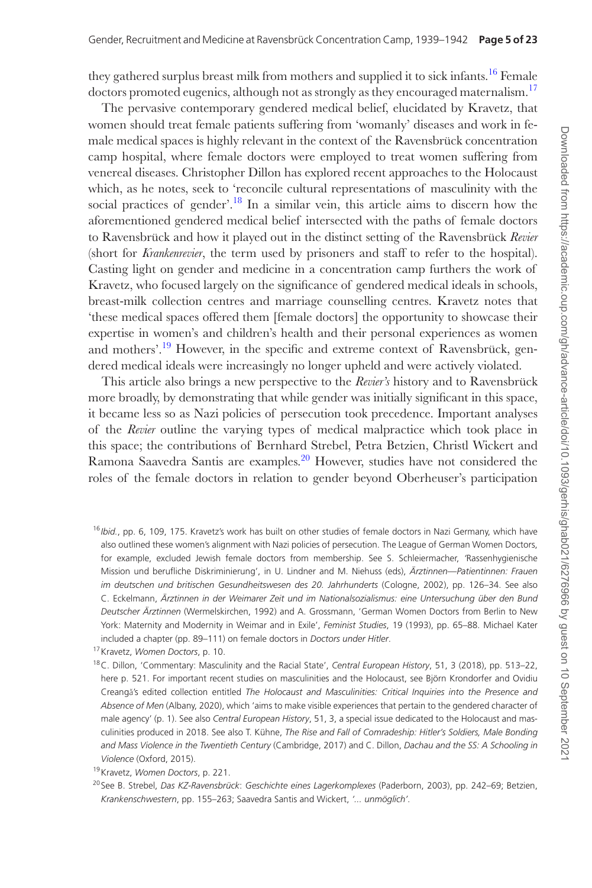they gathered surplus breast milk from mothers and supplied it to sick infants.[16] Female doctors promoted eugenics, although not as strongly as they encouraged maternalism.[17]

The pervasive contemporary gendered medical belief, elucidated by Kravetz, that women should treat female patients suffering from 'womanly' diseases and work in female medical spaces is highly relevant in the context of the Ravensbrück concentration camp hospital, where female doctors were employed to treat women suffering from venereal diseases. Christopher Dillon has explored recent approaches to the Holocaust which, as he notes, seek to 'reconcile cultural representations of masculinity with the social practices of gender'.[18] In a similar vein, this article aims to discern how the aforementioned gendered medical belief intersected with the paths of female doctors to Ravensbrück and how it played out in the distinct setting of the Ravensbrück *Revier* (short for *Krankenrevier*, the term used by prisoners and staff to refer to the hospital). Casting light on gender and medicine in a concentration camp furthers the work of Kravetz, who focused largely on the significance of gendered medical ideals in schools, breast-milk collection centres and marriage counselling centres. Kravetz notes that 'these medical spaces offered them [female doctors] the opportunity to showcase their expertise in women's and children's health and their personal experiences as women and mothers'.[19] However, in the specific and extreme context of Ravensbrück, gendered medical ideals were increasingly no longer upheld and were actively violated.

This article also brings a new perspective to the *Revier's* history and to Ravensbrück more broadly, by demonstrating that while gender was initially significant in this space, it became less so as Nazi policies of persecution took precedence. Important analyses of the *Revier* outline the varying types of medical malpractice which took place in this space; the contributions of Bernhard Strebel, Petra Betzien, Christl Wickert and Ramona Saavedra Santis are examples.[20] However, studies have not considered the roles of the female doctors in relation to gender beyond Oberheuser's participation

---

[16] *Ibid.*, pp. 6, 109, 175. Kravetz's work has built on other studies of female doctors in Nazi Germany, which have also outlined these women's alignment with Nazi policies of persecution. The League of German Women Doctors, for example, excluded Jewish female doctors from membership. See S. Schleiermacher, 'Rassenhygienische Mission und berufliche Diskriminierung', in U. Lindner and M. Niehuss (eds), *Ärztinnen—Patientinnen: Frauen im deutschen und britischen Gesundheitswesen des 20. Jahrhunderts* (Cologne, 2002), pp. 126–34. See also C. Eckelmann, *Ärztinnen in der Weimarer Zeit und im Nationalsozialismus: eine Untersuchung über den Bund Deutscher Ärztinnen* (Wermelskirchen, 1992) and A. Grossmann, 'German Women Doctors from Berlin to New York: Maternity and Modernity in Weimar and in Exile', *Feminist Studies*, 19 (1993), pp. 65–88. Michael Kater included a chapter (pp. 89–111) on female doctors in *Doctors under Hitler*.

[17] Kravetz, *Women Doctors*, p. 10.

[18] C. Dillon, 'Commentary: Masculinity and the Racial State', *Central European History*, 51, 3 (2018), pp. 513–22, here p. 521. For important recent studies on masculinities and the Holocaust, see Björn Krondorfer and Ovidiu Creangă's edited collection entitled *The Holocaust and Masculinities: Critical Inquiries into the Presence and Absence of Men* (Albany, 2020), which 'aims to make visible experiences that pertain to the gendered character of male agency' (p. 1). See also *Central European History*, 51, 3, a special issue dedicated to the Holocaust and masculinities produced in 2018. See also T. Kühne, *The Rise and Fall of Comradeship: Hitler's Soldiers, Male Bonding and Mass Violence in the Twentieth Century* (Cambridge, 2017) and C. Dillon, *Dachau and the SS: A Schooling in Violence* (Oxford, 2015).

[19] Kravetz, *Women Doctors*, p. 221.

[20] See B. Strebel, *Das KZ-Ravensbrück*: *Geschichte eines Lagerkomplexes* (Paderborn, 2003), pp. 242–69; Betzien, *Krankenschwestern*, pp. 155–263; Saavedra Santis and Wickert, *'… unmöglich'*.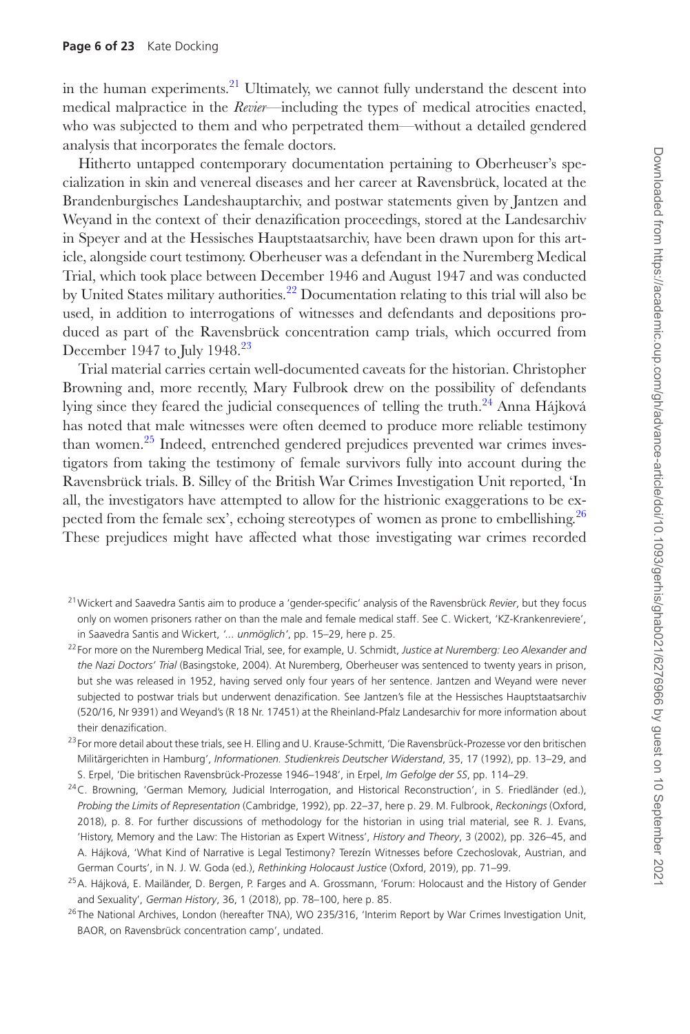in the human experiments.[21] Ultimately, we cannot fully understand the descent into medical malpractice in the *Revier*—including the types of medical atrocities enacted, who was subjected to them and who perpetrated them—without a detailed gendered analysis that incorporates the female doctors.

Hitherto untapped contemporary documentation pertaining to Oberheuser's specialization in skin and venereal diseases and her career at Ravensbrück, located at the Brandenburgisches Landeshauptarchiv, and postwar statements given by Jantzen and Weyand in the context of their denazification proceedings, stored at the Landesarchiv in Speyer and at the Hessisches Hauptstaatsarchiv, have been drawn upon for this article, alongside court testimony. Oberheuser was a defendant in the Nuremberg Medical Trial, which took place between December 1946 and August 1947 and was conducted by United States military authorities.[22] Documentation relating to this trial will also be used, in addition to interrogations of witnesses and defendants and depositions produced as part of the Ravensbrück concentration camp trials, which occurred from December 1947 to July 1948.[23]

Trial material carries certain well-documented caveats for the historian. Christopher Browning and, more recently, Mary Fulbrook drew on the possibility of defendants lying since they feared the judicial consequences of telling the truth.[24] Anna Hájková has noted that male witnesses were often deemed to produce more reliable testimony than women.[25] Indeed, entrenched gendered prejudices prevented war crimes investigators from taking the testimony of female survivors fully into account during the Ravensbrück trials. B. Silley of the British War Crimes Investigation Unit reported, 'In all, the investigators have attempted to allow for the histrionic exaggerations to be expected from the female sex', echoing stereotypes of women as prone to embellishing.[26] These prejudices might have affected what those investigating war crimes recorded

[21] Wickert and Saavedra Santis aim to produce a 'gender-specific' analysis of the Ravensbrück *Revier*, but they focus only on women prisoners rather on than the male and female medical staff. See C. Wickert, 'KZ-Krankenreviere', in Saavedra Santis and Wickert, *'... unmöglich'*, pp. 15–29, here p. 25.

[22] For more on the Nuremberg Medical Trial, see, for example, U. Schmidt, *Justice at Nuremberg: Leo Alexander and the Nazi Doctors' Trial* (Basingstoke, 2004). At Nuremberg, Oberheuser was sentenced to twenty years in prison, but she was released in 1952, having served only four years of her sentence. Jantzen and Weyand were never subjected to postwar trials but underwent denazification. See Jantzen's file at the Hessisches Hauptstaatsarchiv (520/16, Nr 9391) and Weyand's (R 18 Nr. 17451) at the Rheinland-Pfalz Landesarchiv for more information about their denazification.

[23] For more detail about these trials, see H. Elling and U. Krause-Schmitt, 'Die Ravensbrück-Prozesse vor den britischen Militärgerichten in Hamburg', *Informationen. Studienkreis Deutscher Widerstand*, 35, 17 (1992), pp. 13–29, and S. Erpel, 'Die britischen Ravensbrück-Prozesse 1946–1948', in Erpel, *Im Gefolge der SS*, pp. 114–29.

[24] C. Browning, 'German Memory, Judicial Interrogation, and Historical Reconstruction', in S. Friedländer (ed.), *Probing the Limits of Representation* (Cambridge, 1992), pp. 22–37, here p. 29. M. Fulbrook, *Reckonings* (Oxford, 2018), p. 8. For further discussions of methodology for the historian in using trial material, see R. J. Evans, 'History, Memory and the Law: The Historian as Expert Witness', *History and Theory*, 3 (2002), pp. 326–45, and A. Hájková, 'What Kind of Narrative is Legal Testimony? Terezín Witnesses before Czechoslovak, Austrian, and German Courts', in N. J. W. Goda (ed.), *Rethinking Holocaust Justice* (Oxford, 2019), pp. 71–99.

[25] A. Hájková, E. Mailänder, D. Bergen, P. Farges and A. Grossmann, 'Forum: Holocaust and the History of Gender and Sexuality', *German History*, 36, 1 (2018), pp. 78–100, here p. 85.

[26] The National Archives, London (hereafter TNA), WO 235/316, 'Interim Report by War Crimes Investigation Unit, BAOR, on Ravensbrück concentration camp', undated.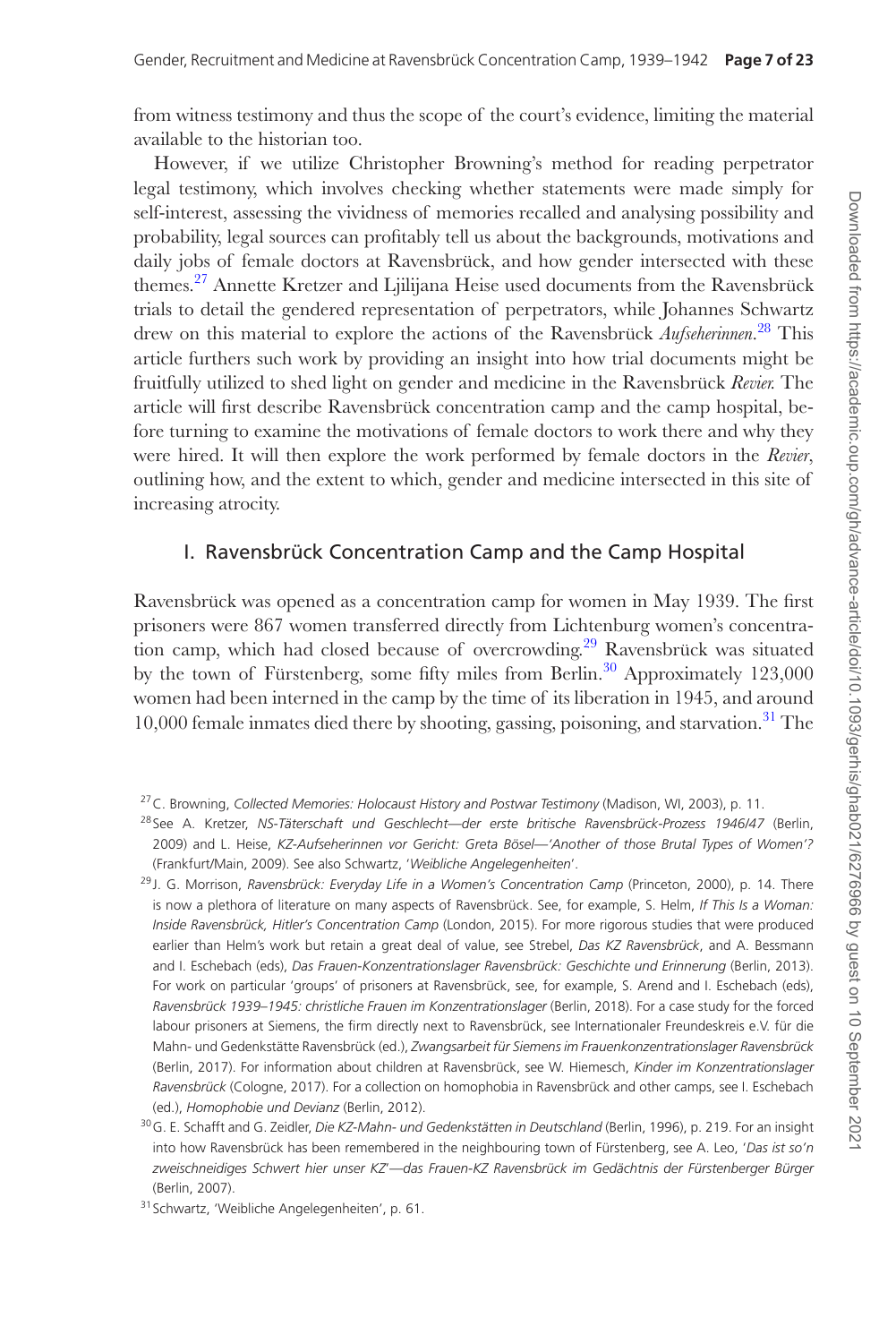from witness testimony and thus the scope of the court's evidence, limiting the material available to the historian too.

However, if we utilize Christopher Browning's method for reading perpetrator legal testimony, which involves checking whether statements were made simply for self-interest, assessing the vividness of memories recalled and analysing possibility and probability, legal sources can profitably tell us about the backgrounds, motivations and daily jobs of female doctors at Ravensbrück, and how gender intersected with these themes.[27] Annette Kretzer and Ljilijana Heise used documents from the Ravensbrück trials to detail the gendered representation of perpetrators, while Johannes Schwartz drew on this material to explore the actions of the Ravensbrück *Aufseherinnen*.[28] This article furthers such work by providing an insight into how trial documents might be fruitfully utilized to shed light on gender and medicine in the Ravensbrück *Revier.* The article will first describe Ravensbrück concentration camp and the camp hospital, before turning to examine the motivations of female doctors to work there and why they were hired. It will then explore the work performed by female doctors in the *Revier*, outlining how, and the extent to which, gender and medicine intersected in this site of increasing atrocity.

## I. Ravensbrück Concentration Camp and the Camp Hospital

Ravensbrück was opened as a concentration camp for women in May 1939. The first prisoners were 867 women transferred directly from Lichtenburg women's concentration camp, which had closed because of overcrowding.[29] Ravensbrück was situated by the town of Fürstenberg, some fifty miles from Berlin.[30] Approximately 123,000 women had been interned in the camp by the time of its liberation in 1945, and around 10,000 female inmates died there by shooting, gassing, poisoning, and starvation.[31] The

---

[27] C. Browning, *Collected Memories: Holocaust History and Postwar Testimony* (Madison, WI, 2003), p. 11.

[28] See A. Kretzer, *NS-Täterschaft und Geschlecht—der erste britische Ravensbrück-Prozess 1946/47* (Berlin, 2009) and L. Heise, *KZ-Aufseherinnen vor Gericht: Greta Bösel—'Another of those Brutal Types of Women'?* (Frankfurt/Main, 2009). See also Schwartz, '*Weibliche Angelegenheiten*'.

[29] J. G. Morrison, *Ravensbrück: Everyday Life in a Women's Concentration Camp* (Princeton, 2000), p. 14. There is now a plethora of literature on many aspects of Ravensbrück. See, for example, S. Helm, *If This Is a Woman: Inside Ravensbrück, Hitler's Concentration Camp* (London, 2015). For more rigorous studies that were produced earlier than Helm's work but retain a great deal of value, see Strebel, *Das KZ Ravensbrück*, and A. Bessmann and I. Eschebach (eds), *Das Frauen-Konzentrationslager Ravensbrück: Geschichte und Erinnerung* (Berlin, 2013). For work on particular 'groups' of prisoners at Ravensbrück, see, for example, S. Arend and I. Eschebach (eds), *Ravensbrück 1939–1945: christliche Frauen im Konzentrationslager* (Berlin, 2018). For a case study for the forced labour prisoners at Siemens, the firm directly next to Ravensbrück, see Internationaler Freundeskreis e.V. für die Mahn- und Gedenkstätte Ravensbrück (ed.), *Zwangsarbeit für Siemens im Frauenkonzentrationslager Ravensbrück* (Berlin, 2017). For information about children at Ravensbrück, see W. Hiemesch, *Kinder im Konzentrationslager Ravensbrück* (Cologne, 2017). For a collection on homophobia in Ravensbrück and other camps, see I. Eschebach (ed.), *Homophobie und Devianz* (Berlin, 2012).

[30] G. E. Schafft and G. Zeidler, *Die KZ-Mahn- und Gedenkstätten in Deutschland* (Berlin, 1996), p. 219. For an insight into how Ravensbrück has been remembered in the neighbouring town of Fürstenberg, see A. Leo, '*Das ist so'n zweischneidiges Schwert hier unser KZ*'—*das Frauen-KZ Ravensbrück im Gedächtnis der Fürstenberger Bürger* (Berlin, 2007).

[31] Schwartz, 'Weibliche Angelegenheiten', p. 61.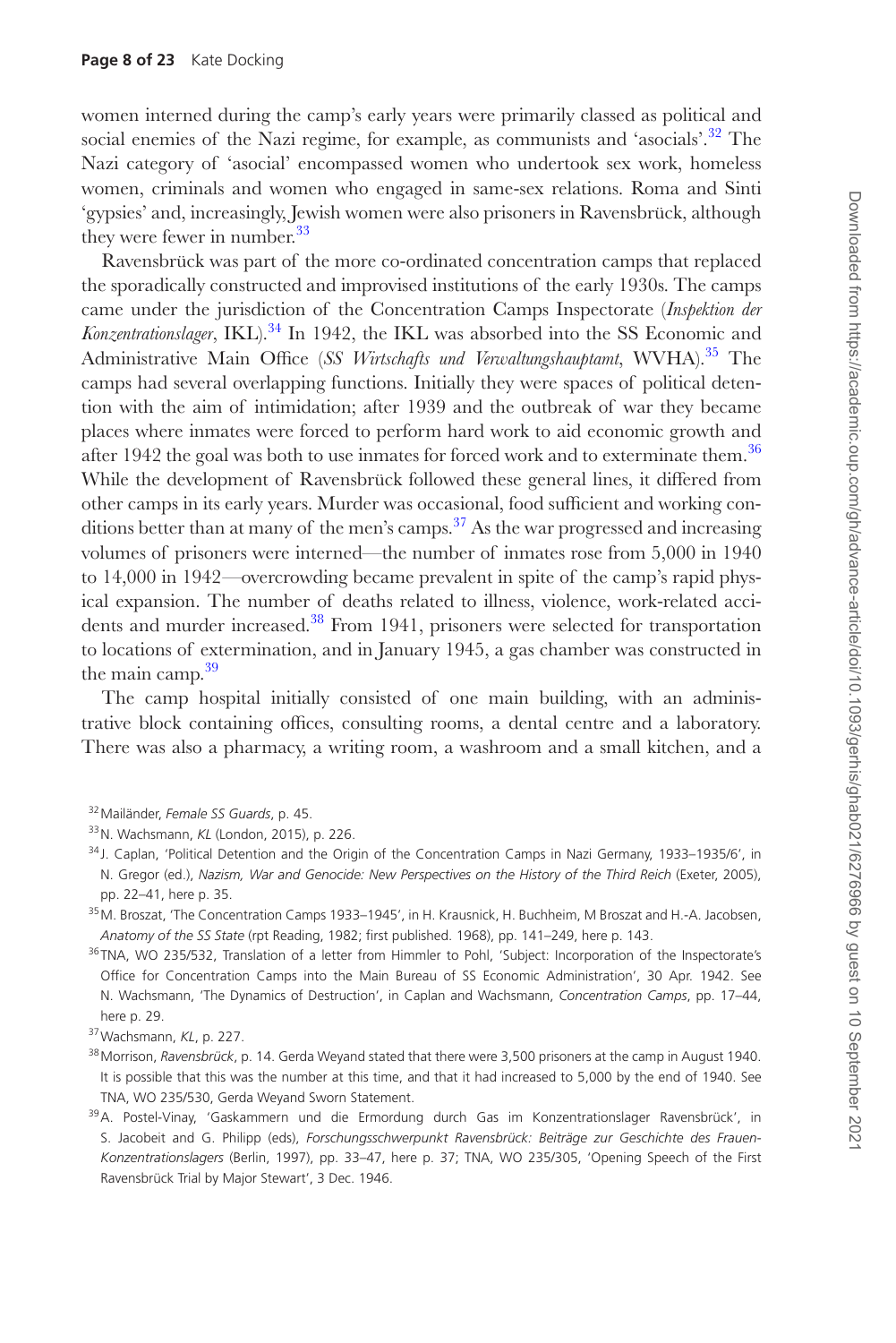women interned during the camp's early years were primarily classed as political and social enemies of the Nazi regime, for example, as communists and 'asocials'.[32] The Nazi category of 'asocial' encompassed women who undertook sex work, homeless women, criminals and women who engaged in same-sex relations. Roma and Sinti 'gypsies' and, increasingly, Jewish women were also prisoners in Ravensbrück, although they were fewer in number.[33]

Ravensbrück was part of the more co-ordinated concentration camps that replaced the sporadically constructed and improvised institutions of the early 1930s. The camps came under the jurisdiction of the Concentration Camps Inspectorate (*Inspektion der Konzentrationslager*, IKL).[34] In 1942, the IKL was absorbed into the SS Economic and Administrative Main Office (*SS Wirtschafts und Verwaltungshauptamt*, WVHA).[35] The camps had several overlapping functions. Initially they were spaces of political detention with the aim of intimidation; after 1939 and the outbreak of war they became places where inmates were forced to perform hard work to aid economic growth and after 1942 the goal was both to use inmates for forced work and to exterminate them.[36] While the development of Ravensbrück followed these general lines, it differed from other camps in its early years. Murder was occasional, food sufficient and working conditions better than at many of the men's camps.[37] As the war progressed and increasing volumes of prisoners were interned—the number of inmates rose from 5,000 in 1940 to 14,000 in 1942—overcrowding became prevalent in spite of the camp's rapid physical expansion. The number of deaths related to illness, violence, work-related accidents and murder increased.[38] From 1941, prisoners were selected for transportation to locations of extermination, and in January 1945, a gas chamber was constructed in the main camp.[39]

The camp hospital initially consisted of one main building, with an administrative block containing offices, consulting rooms, a dental centre and a laboratory. There was also a pharmacy, a writing room, a washroom and a small kitchen, and a

[32] Mailänder, *Female SS Guards*, p. 45.

[33] N. Wachsmann, *KL* (London, 2015), p. 226.

[34] J. Caplan, 'Political Detention and the Origin of the Concentration Camps in Nazi Germany, 1933–1935/6', in N. Gregor (ed.), *Nazism, War and Genocide: New Perspectives on the History of the Third Reich* (Exeter, 2005), pp. 22–41, here p. 35.

[35] M. Broszat, 'The Concentration Camps 1933–1945', in H. Krausnick, H. Buchheim, M Broszat and H.-A. Jacobsen, *Anatomy of the SS State* (rpt Reading, 1982; first published. 1968), pp. 141–249, here p. 143.

[36] TNA, WO 235/532, Translation of a letter from Himmler to Pohl, 'Subject: Incorporation of the Inspectorate's Office for Concentration Camps into the Main Bureau of SS Economic Administration', 30 Apr. 1942. See N. Wachsmann, 'The Dynamics of Destruction', in Caplan and Wachsmann, *Concentration Camps*, pp. 17–44, here p. 29.

[37] Wachsmann, *KL*, p. 227.

[38] Morrison, *Ravensbrück*, p. 14. Gerda Weyand stated that there were 3,500 prisoners at the camp in August 1940. It is possible that this was the number at this time, and that it had increased to 5,000 by the end of 1940. See TNA, WO 235/530, Gerda Weyand Sworn Statement.

[39] A. Postel-Vinay, 'Gaskammern und die Ermordung durch Gas im Konzentrationslager Ravensbrück', in S. Jacobeit and G. Philipp (eds), *Forschungsschwerpunkt Ravensbrück: Beiträge zur Geschichte des Frauen-Konzentrationslagers* (Berlin, 1997), pp. 33–47, here p. 37; TNA, WO 235/305, 'Opening Speech of the First Ravensbrück Trial by Major Stewart', 3 Dec. 1946.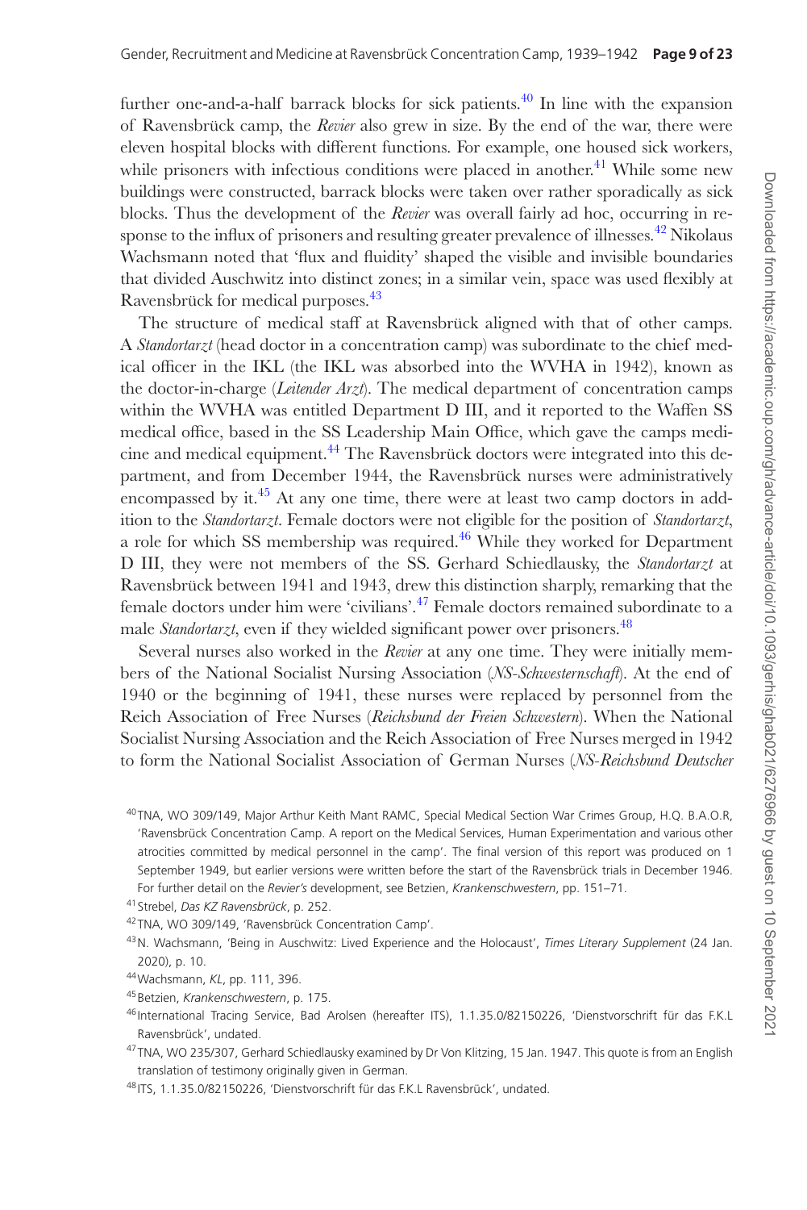further one-and-a-half barrack blocks for sick patients.[40] In line with the expansion of Ravensbrück camp, the *Revier* also grew in size. By the end of the war, there were eleven hospital blocks with different functions. For example, one housed sick workers, while prisoners with infectious conditions were placed in another.[41] While some new buildings were constructed, barrack blocks were taken over rather sporadically as sick blocks. Thus the development of the *Revier* was overall fairly ad hoc, occurring in response to the influx of prisoners and resulting greater prevalence of illnesses.[42] Nikolaus Wachsmann noted that 'flux and fluidity' shaped the visible and invisible boundaries that divided Auschwitz into distinct zones; in a similar vein, space was used flexibly at Ravensbrück for medical purposes.[43]

The structure of medical staff at Ravensbrück aligned with that of other camps. A *Standortarzt* (head doctor in a concentration camp) was subordinate to the chief medical officer in the IKL (the IKL was absorbed into the WVHA in 1942), known as the doctor-in-charge (*Leitender Arzt*). The medical department of concentration camps within the WVHA was entitled Department D III, and it reported to the Waffen SS medical office, based in the SS Leadership Main Office, which gave the camps medicine and medical equipment.[44] The Ravensbrück doctors were integrated into this department, and from December 1944, the Ravensbrück nurses were administratively encompassed by it.[45] At any one time, there were at least two camp doctors in addition to the *Standortarzt*. Female doctors were not eligible for the position of *Standortarzt*, a role for which SS membership was required.[46] While they worked for Department D III, they were not members of the SS. Gerhard Schiedlausky, the *Standortarzt* at Ravensbrück between 1941 and 1943, drew this distinction sharply, remarking that the female doctors under him were 'civilians'.[47] Female doctors remained subordinate to a male *Standortarzt*, even if they wielded significant power over prisoners.[48]

Several nurses also worked in the *Revier* at any one time. They were initially members of the National Socialist Nursing Association (*NS-Schwesternschaft*). At the end of 1940 or the beginning of 1941, these nurses were replaced by personnel from the Reich Association of Free Nurses (*Reichsbund der Freien Schwestern*). When the National Socialist Nursing Association and the Reich Association of Free Nurses merged in 1942 to form the National Socialist Association of German Nurses (*NS-Reichsbund Deutscher*

[40] TNA, WO 309/149, Major Arthur Keith Mant RAMC, Special Medical Section War Crimes Group, H.Q. B.A.O.R, 'Ravensbrück Concentration Camp. A report on the Medical Services, Human Experimentation and various other atrocities committed by medical personnel in the camp'. The final version of this report was produced on 1 September 1949, but earlier versions were written before the start of the Ravensbrück trials in December 1946. For further detail on the *Revier's* development, see Betzien, *Krankenschwestern*, pp. 151–71.

[41] Strebel, *Das KZ Ravensbrück*, p. 252.

[42] TNA, WO 309/149, 'Ravensbrück Concentration Camp'.

[43] N. Wachsmann, 'Being in Auschwitz: Lived Experience and the Holocaust', *Times Literary Supplement* (24 Jan. 2020), p. 10.

[44] Wachsmann, *KL*, pp. 111, 396.

[45] Betzien, *Krankenschwestern*, p. 175.

[46] International Tracing Service, Bad Arolsen (hereafter ITS), 1.1.35.0/82150226, 'Dienstvorschrift für das F.K.L Ravensbrück', undated.

[47] TNA, WO 235/307, Gerhard Schiedlausky examined by Dr Von Klitzing, 15 Jan. 1947. This quote is from an English translation of testimony originally given in German.

[48] ITS, 1.1.35.0/82150226, 'Dienstvorschrift für das F.K.L Ravensbrück', undated.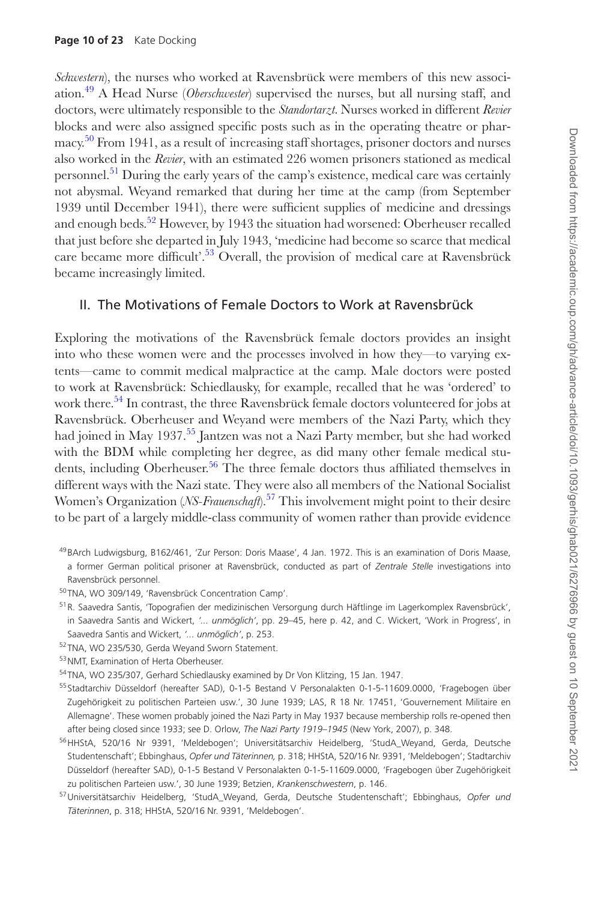*Schwestern*), the nurses who worked at Ravensbrück were members of this new association.[49] A Head Nurse (*Oberschwester*) supervised the nurses, but all nursing staff, and doctors, were ultimately responsible to the *Standortarzt*. Nurses worked in different *Revier* blocks and were also assigned specific posts such as in the operating theatre or pharmacy.[50] From 1941, as a result of increasing staff shortages, prisoner doctors and nurses also worked in the *Revier*, with an estimated 226 women prisoners stationed as medical personnel.[51] During the early years of the camp's existence, medical care was certainly not abysmal. Weyand remarked that during her time at the camp (from September 1939 until December 1941), there were sufficient supplies of medicine and dressings and enough beds.[52] However, by 1943 the situation had worsened: Oberheuser recalled that just before she departed in July 1943, 'medicine had become so scarce that medical care became more difficult'.[53] Overall, the provision of medical care at Ravensbrück became increasingly limited.

## II. The Motivations of Female Doctors to Work at Ravensbrück

Exploring the motivations of the Ravensbrück female doctors provides an insight into who these women were and the processes involved in how they—to varying extents—came to commit medical malpractice at the camp. Male doctors were posted to work at Ravensbrück: Schiedlausky, for example, recalled that he was 'ordered' to work there.[54] In contrast, the three Ravensbrück female doctors volunteered for jobs at Ravensbrück. Oberheuser and Weyand were members of the Nazi Party, which they had joined in May 1937.[55] Jantzen was not a Nazi Party member, but she had worked with the BDM while completing her degree, as did many other female medical students, including Oberheuser.[56] The three female doctors thus affiliated themselves in different ways with the Nazi state. They were also all members of the National Socialist Women's Organization (*NS-Frauenschaft*).[57] This involvement might point to their desire to be part of a largely middle-class community of women rather than provide evidence

---

[49] BArch Ludwigsburg, B162/461, 'Zur Person: Doris Maase', 4 Jan. 1972. This is an examination of Doris Maase, a former German political prisoner at Ravensbrück, conducted as part of *Zentrale Stelle* investigations into Ravensbrück personnel.

[50] TNA, WO 309/149, 'Ravensbrück Concentration Camp'.

[51] R. Saavedra Santis, 'Topografien der medizinischen Versorgung durch Häftlinge im Lagerkomplex Ravensbrück', in Saavedra Santis and Wickert, *'... unmöglich'*, pp. 29–45, here p. 42, and C. Wickert, 'Work in Progress', in Saavedra Santis and Wickert, *'... unmöglich'*, p. 253.

[52] TNA, WO 235/530, Gerda Weyand Sworn Statement.

[53] NMT, Examination of Herta Oberheuser.

[54] TNA, WO 235/307, Gerhard Schiedlausky examined by Dr Von Klitzing, 15 Jan. 1947.

[55] Stadtarchiv Düsseldorf (hereafter SAD), 0-1-5 Bestand V Personalakten 0-1-5-11609.0000, 'Fragebogen über Zugehörigkeit zu politischen Parteien usw.', 30 June 1939; LAS, R 18 Nr. 17451, 'Gouvernement Militaire en Allemagne'. These women probably joined the Nazi Party in May 1937 because membership rolls re-opened then after being closed since 1933; see D. Orlow, *The Nazi Party 1919–1945* (New York, 2007), p. 348.

[56] HHStA, 520/16 Nr 9391, 'Meldebogen'; Universitätsarchiv Heidelberg, 'StudA_Weyand, Gerda, Deutsche Studentenschaft'; Ebbinghaus, *Opfer und Täterinnen,* p. 318; HHStA, 520/16 Nr. 9391, 'Meldebogen'; Stadtarchiv Düsseldorf (hereafter SAD), 0-1-5 Bestand V Personalakten 0-1-5-11609.0000, 'Fragebogen über Zugehörigkeit zu politischen Parteien usw.', 30 June 1939; Betzien, *Krankenschwestern*, p. 146.

[57] Universitätsarchiv Heidelberg, 'StudA_Weyand, Gerda, Deutsche Studentenschaft'; Ebbinghaus, *Opfer und Täterinnen*, p. 318; HHStA, 520/16 Nr. 9391, 'Meldebogen'.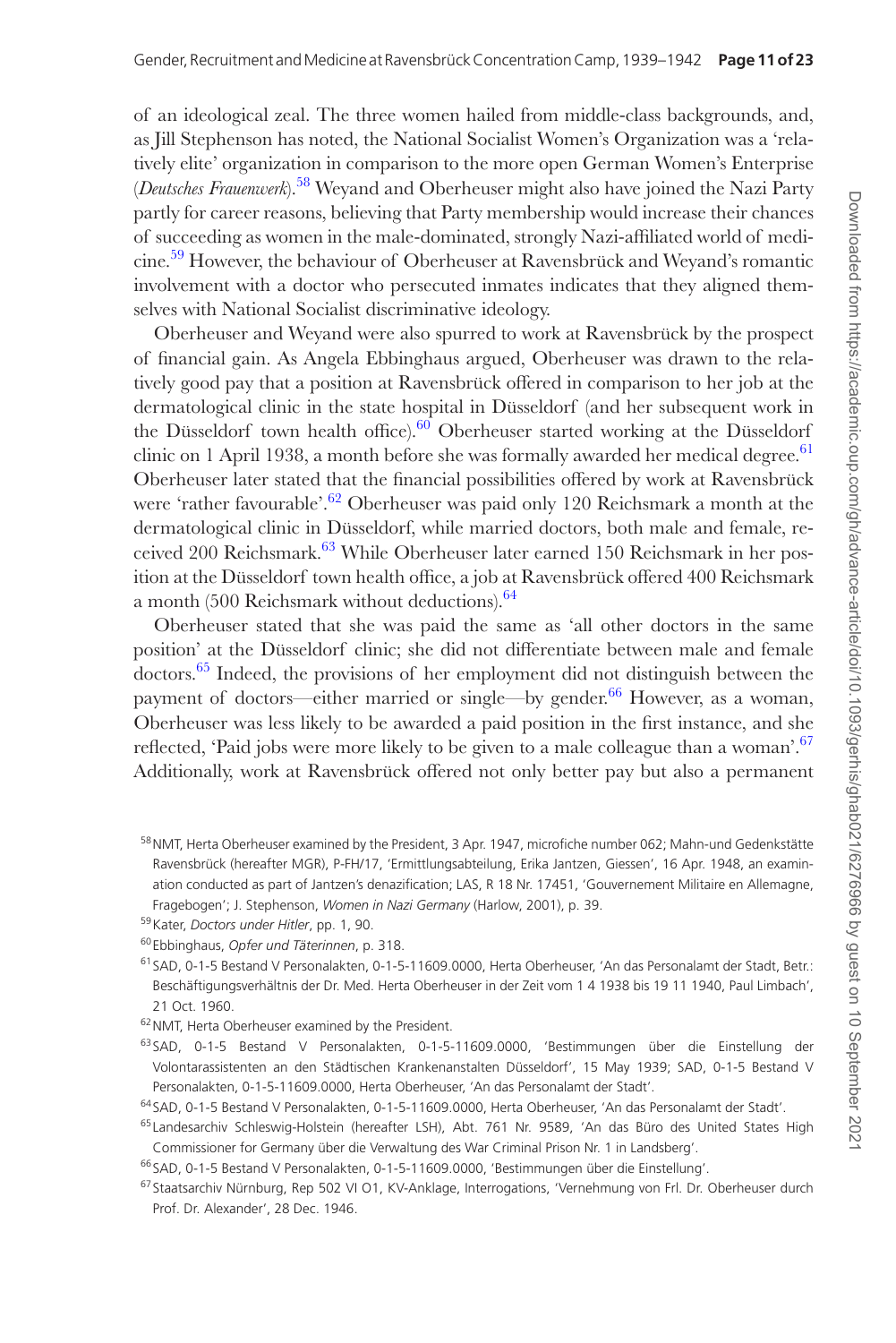of an ideological zeal. The three women hailed from middle-class backgrounds, and, as Jill Stephenson has noted, the National Socialist Women's Organization was a 'relatively elite' organization in comparison to the more open German Women's Enterprise (*Deutsches Frauenwerk*).[58] Weyand and Oberheuser might also have joined the Nazi Party partly for career reasons, believing that Party membership would increase their chances of succeeding as women in the male-dominated, strongly Nazi-affiliated world of medicine.[59] However, the behaviour of Oberheuser at Ravensbrück and Weyand's romantic involvement with a doctor who persecuted inmates indicates that they aligned themselves with National Socialist discriminative ideology.

Oberheuser and Weyand were also spurred to work at Ravensbrück by the prospect of financial gain. As Angela Ebbinghaus argued, Oberheuser was drawn to the relatively good pay that a position at Ravensbrück offered in comparison to her job at the dermatological clinic in the state hospital in Düsseldorf (and her subsequent work in the Düsseldorf town health office).[60] Oberheuser started working at the Düsseldorf clinic on 1 April 1938, a month before she was formally awarded her medical degree.[61] Oberheuser later stated that the financial possibilities offered by work at Ravensbrück were 'rather favourable'.[62] Oberheuser was paid only 120 Reichsmark a month at the dermatological clinic in Düsseldorf, while married doctors, both male and female, received 200 Reichsmark.[63] While Oberheuser later earned 150 Reichsmark in her position at the Düsseldorf town health office, a job at Ravensbrück offered 400 Reichsmark a month (500 Reichsmark without deductions).[64]

Oberheuser stated that she was paid the same as 'all other doctors in the same position' at the Düsseldorf clinic; she did not differentiate between male and female doctors.[65] Indeed, the provisions of her employment did not distinguish between the payment of doctors—either married or single—by gender.[66] However, as a woman, Oberheuser was less likely to be awarded a paid position in the first instance, and she reflected, 'Paid jobs were more likely to be given to a male colleague than a woman'.[67] Additionally, work at Ravensbrück offered not only better pay but also a permanent

[58] NMT, Herta Oberheuser examined by the President, 3 Apr. 1947, microfiche number 062; Mahn-und Gedenkstätte Ravensbrück (hereafter MGR), P-FH/17, 'Ermittlungsabteilung, Erika Jantzen, Giessen', 16 Apr. 1948, an examination conducted as part of Jantzen's denazification; LAS, R 18 Nr. 17451, 'Gouvernement Militaire en Allemagne, Fragebogen'; J. Stephenson, *Women in Nazi Germany* (Harlow, 2001), p. 39.

[59] Kater, *Doctors under Hitler*, pp. 1, 90.

[60] Ebbinghaus, *Opfer und Täterinnen*, p. 318.

[61] SAD, 0-1-5 Bestand V Personalakten, 0-1-5-11609.0000, Herta Oberheuser, 'An das Personalamt der Stadt, Betr.: Beschäftigungsverhältnis der Dr. Med. Herta Oberheuser in der Zeit vom 1 4 1938 bis 19 11 1940, Paul Limbach', 21 Oct. 1960.

[62] NMT, Herta Oberheuser examined by the President.

[63] SAD, 0-1-5 Bestand V Personalakten, 0-1-5-11609.0000, 'Bestimmungen über die Einstellung der Volontarassistenten an den Städtischen Krankenanstalten Düsseldorf', 15 May 1939; SAD, 0-1-5 Bestand V Personalakten, 0-1-5-11609.0000, Herta Oberheuser, 'An das Personalamt der Stadt'.

[64] SAD, 0-1-5 Bestand V Personalakten, 0-1-5-11609.0000, Herta Oberheuser, 'An das Personalamt der Stadt'.

[65] Landesarchiv Schleswig-Holstein (hereafter LSH), Abt. 761 Nr. 9589, 'An das Büro des United States High Commissioner for Germany über die Verwaltung des War Criminal Prison Nr. 1 in Landsberg'.

[66] SAD, 0-1-5 Bestand V Personalakten, 0-1-5-11609.0000, 'Bestimmungen über die Einstellung'.

[67] Staatsarchiv Nürnburg, Rep 502 VI O1, KV-Anklage, Interrogations, 'Vernehmung von Frl. Dr. Oberheuser durch Prof. Dr. Alexander', 28 Dec. 1946.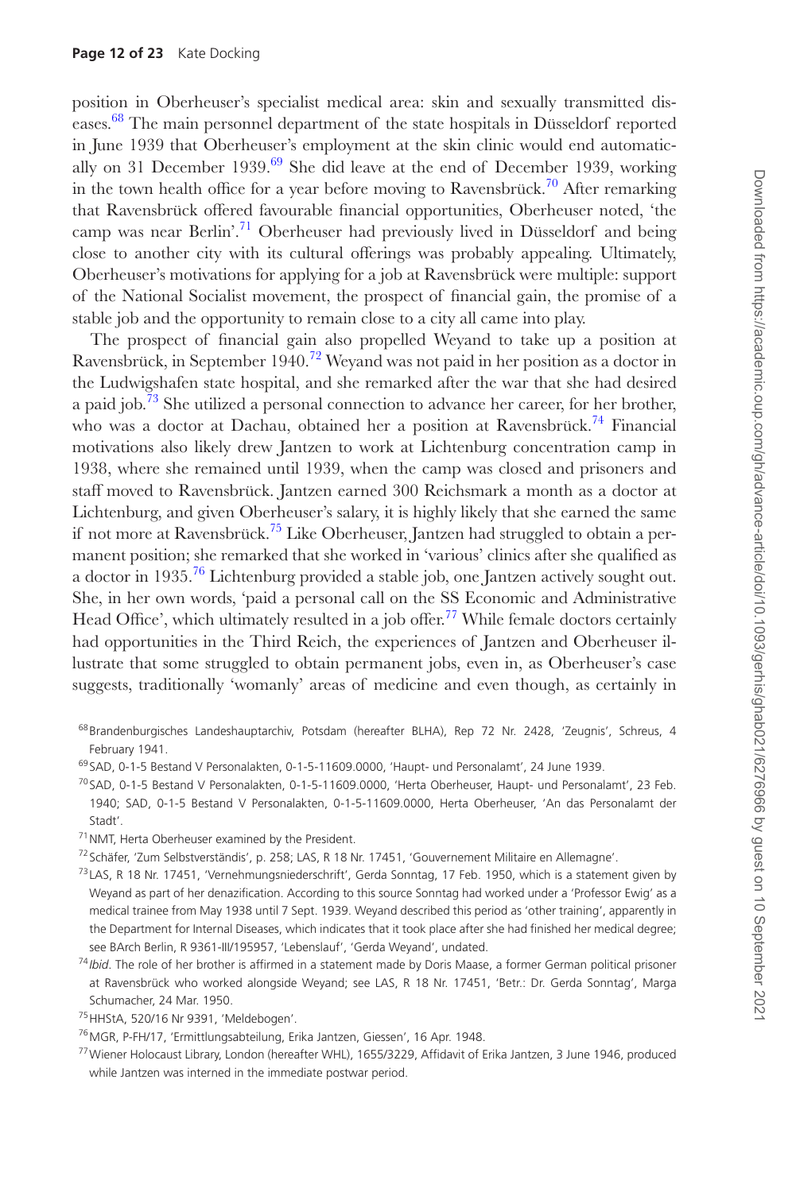position in Oberheuser's specialist medical area: skin and sexually transmitted diseases.[68] The main personnel department of the state hospitals in Düsseldorf reported in June 1939 that Oberheuser's employment at the skin clinic would end automatically on 31 December 1939.[69] She did leave at the end of December 1939, working in the town health office for a year before moving to Ravensbrück.[70] After remarking that Ravensbrück offered favourable financial opportunities, Oberheuser noted, 'the camp was near Berlin'.[71] Oberheuser had previously lived in Düsseldorf and being close to another city with its cultural offerings was probably appealing. Ultimately, Oberheuser's motivations for applying for a job at Ravensbrück were multiple: support of the National Socialist movement, the prospect of financial gain, the promise of a stable job and the opportunity to remain close to a city all came into play.

The prospect of financial gain also propelled Weyand to take up a position at Ravensbrück, in September 1940.[72] Weyand was not paid in her position as a doctor in the Ludwigshafen state hospital, and she remarked after the war that she had desired a paid job.[73] She utilized a personal connection to advance her career, for her brother, who was a doctor at Dachau, obtained her a position at Ravensbrück.[74] Financial motivations also likely drew Jantzen to work at Lichtenburg concentration camp in 1938, where she remained until 1939, when the camp was closed and prisoners and staff moved to Ravensbrück. Jantzen earned 300 Reichsmark a month as a doctor at Lichtenburg, and given Oberheuser's salary, it is highly likely that she earned the same if not more at Ravensbrück.[75] Like Oberheuser, Jantzen had struggled to obtain a permanent position; she remarked that she worked in 'various' clinics after she qualified as a doctor in 1935.[76] Lichtenburg provided a stable job, one Jantzen actively sought out. She, in her own words, 'paid a personal call on the SS Economic and Administrative Head Office', which ultimately resulted in a job offer.[77] While female doctors certainly had opportunities in the Third Reich, the experiences of Jantzen and Oberheuser illustrate that some struggled to obtain permanent jobs, even in, as Oberheuser's case suggests, traditionally 'womanly' areas of medicine and even though, as certainly in

[68] Brandenburgisches Landeshauptarchiv, Potsdam (hereafter BLHA), Rep 72 Nr. 2428, 'Zeugnis', Schreus, 4 February 1941.

[69] SAD, 0-1-5 Bestand V Personalakten, 0-1-5-11609.0000, 'Haupt- und Personalamt', 24 June 1939.

[70] SAD, 0-1-5 Bestand V Personalakten, 0-1-5-11609.0000, 'Herta Oberheuser, Haupt- und Personalamt', 23 Feb. 1940; SAD, 0-1-5 Bestand V Personalakten, 0-1-5-11609.0000, Herta Oberheuser, 'An das Personalamt der Stadt'.

[71] NMT, Herta Oberheuser examined by the President.

[72] Schäfer, 'Zum Selbstverständis', p. 258; LAS, R 18 Nr. 17451, 'Gouvernement Militaire en Allemagne'.

[73] LAS, R 18 Nr. 17451, 'Vernehmungsniederschrift', Gerda Sonntag, 17 Feb. 1950, which is a statement given by Weyand as part of her denazification. According to this source Sonntag had worked under a 'Professor Ewig' as a medical trainee from May 1938 until 7 Sept. 1939. Weyand described this period as 'other training', apparently in the Department for Internal Diseases, which indicates that it took place after she had finished her medical degree; see BArch Berlin, R 9361-III/195957, 'Lebenslauf', 'Gerda Weyand', undated.

[74] *Ibid*. The role of her brother is affirmed in a statement made by Doris Maase, a former German political prisoner at Ravensbrück who worked alongside Weyand; see LAS, R 18 Nr. 17451, 'Betr.: Dr. Gerda Sonntag', Marga Schumacher, 24 Mar. 1950.

[75] HHStA, 520/16 Nr 9391, 'Meldebogen'.

[76] MGR, P-FH/17, 'Ermittlungsabteilung, Erika Jantzen, Giessen', 16 Apr. 1948.

[77] Wiener Holocaust Library, London (hereafter WHL), 1655/3229, Affidavit of Erika Jantzen, 3 June 1946, produced while Jantzen was interned in the immediate postwar period.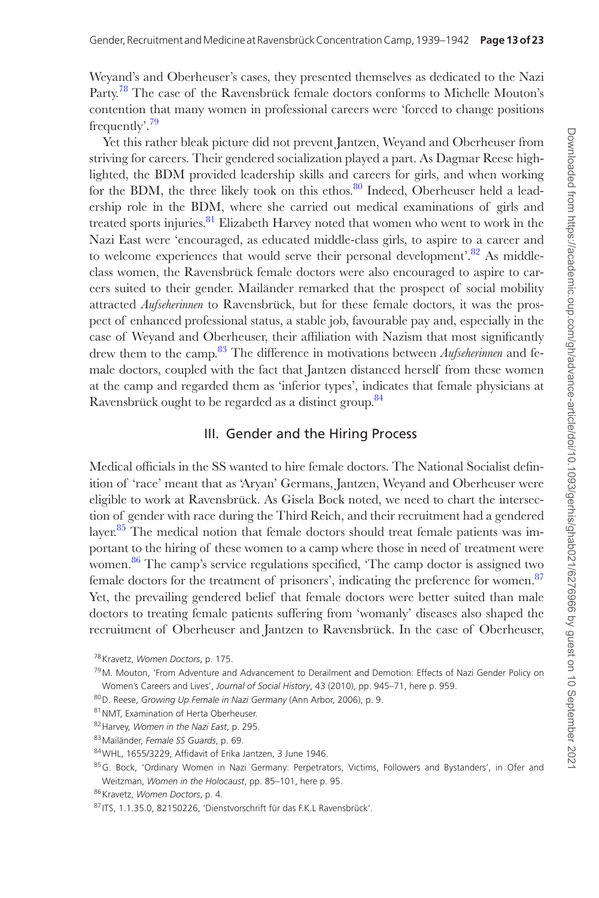Weyand's and Oberheuser's cases, they presented themselves as dedicated to the Nazi Party.[78] The case of the Ravensbrück female doctors conforms to Michelle Mouton's contention that many women in professional careers were 'forced to change positions frequently'.[79]

Yet this rather bleak picture did not prevent Jantzen, Weyand and Oberheuser from striving for careers. Their gendered socialization played a part. As Dagmar Reese highlighted, the BDM provided leadership skills and careers for girls, and when working for the BDM, the three likely took on this ethos.[80] Indeed, Oberheuser held a leadership role in the BDM, where she carried out medical examinations of girls and treated sports injuries.[81] Elizabeth Harvey noted that women who went to work in the Nazi East were 'encouraged, as educated middle-class girls, to aspire to a career and to welcome experiences that would serve their personal development'.[82] As middle-class women, the Ravensbrück female doctors were also encouraged to aspire to careers suited to their gender. Mailänder remarked that the prospect of social mobility attracted *Aufseherinnen* to Ravensbrück, but for these female doctors, it was the prospect of enhanced professional status, a stable job, favourable pay and, especially in the case of Weyand and Oberheuser, their affiliation with Nazism that most significantly drew them to the camp.[83] The difference in motivations between *Aufseherinnen* and female doctors, coupled with the fact that Jantzen distanced herself from these women at the camp and regarded them as 'inferior types', indicates that female physicians at Ravensbrück ought to be regarded as a distinct group.[84]

## III. Gender and the Hiring Process

Medical officials in the SS wanted to hire female doctors. The National Socialist definition of 'race' meant that as 'Aryan' Germans, Jantzen, Weyand and Oberheuser were eligible to work at Ravensbrück. As Gisela Bock noted, we need to chart the intersection of gender with race during the Third Reich, and their recruitment had a gendered layer.[85] The medical notion that female doctors should treat female patients was important to the hiring of these women to a camp where those in need of treatment were women.[86] The camp's service regulations specified, 'The camp doctor is assigned two female doctors for the treatment of prisoners', indicating the preference for women.[87] Yet, the prevailing gendered belief that female doctors were better suited than male doctors to treating female patients suffering from 'womanly' diseases also shaped the recruitment of Oberheuser and Jantzen to Ravensbrück. In the case of Oberheuser,

[78] Kravetz, *Women Doctors*, p. 175.

[79] M. Mouton, 'From Adventure and Advancement to Derailment and Demotion: Effects of Nazi Gender Policy on Women's Careers and Lives', *Journal of Social History*, 43 (2010), pp. 945–71, here p. 959.

[80] D. Reese, *Growing Up Female in Nazi Germany* (Ann Arbor, 2006), p. 9.

[81] NMT, Examination of Herta Oberheuser.

[82] Harvey, *Women in the Nazi East*, p. 295.

[83] Mailänder, *Female SS Guards*, p. 69.

[84] WHL, 1655/3229, Affidavit of Erika Jantzen, 3 June 1946.

[85] G. Bock, 'Ordinary Women in Nazi Germany: Perpetrators, Victims, Followers and Bystanders', in Ofer and Weitzman, *Women in the Holocaust*, pp. 85–101, here p. 95.

[86] Kravetz, *Women Doctors*, p. 4.

[87] ITS, 1.1.35.0, 82150226, 'Dienstvorschrift für das F.K.L Ravensbrück'.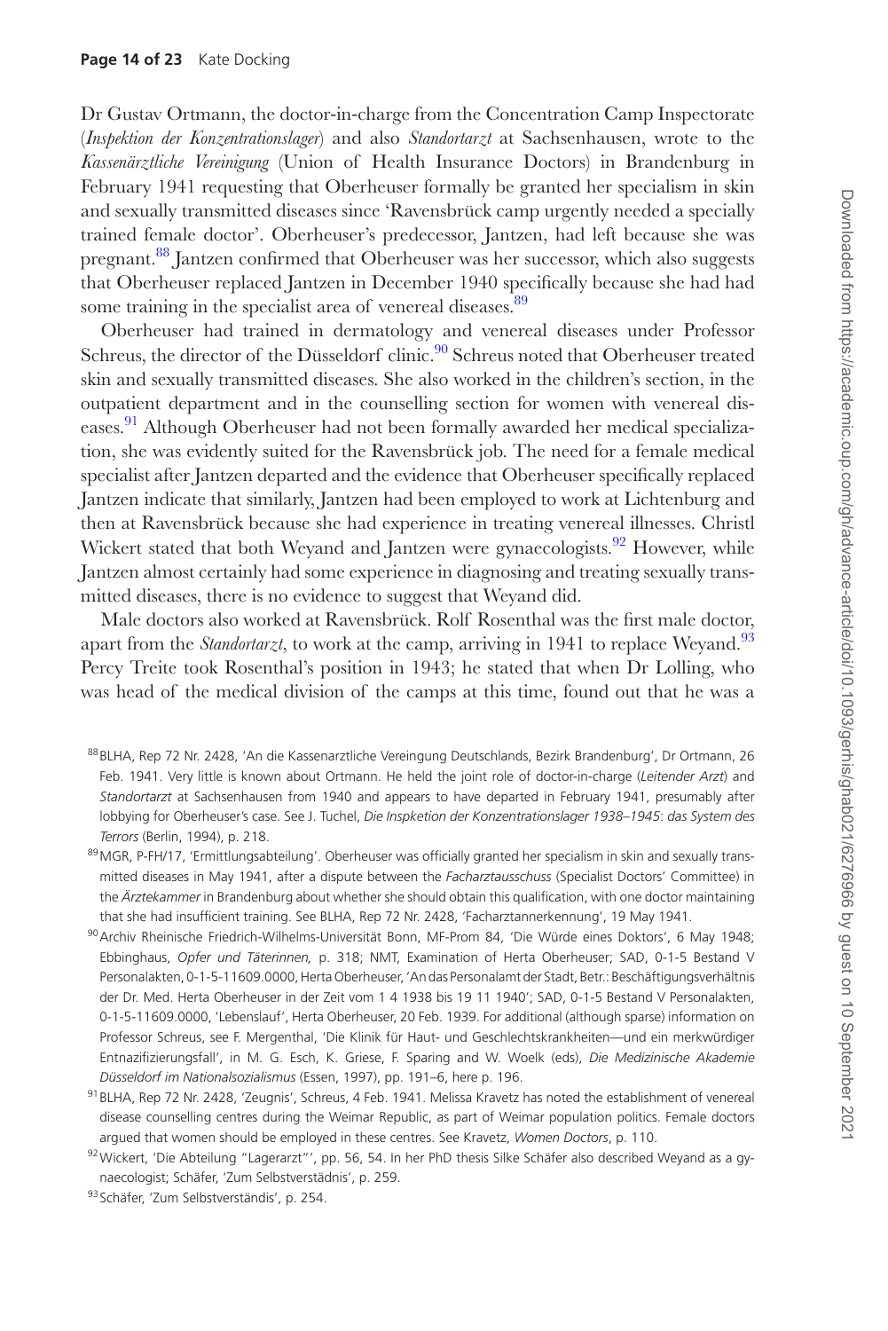Dr Gustav Ortmann, the doctor-in-charge from the Concentration Camp Inspectorate (*Inspektion der Konzentrationslager*) and also *Standortarzt* at Sachsenhausen, wrote to the *Kassenärztliche Vereinigung* (Union of Health Insurance Doctors) in Brandenburg in February 1941 requesting that Oberheuser formally be granted her specialism in skin and sexually transmitted diseases since 'Ravensbrück camp urgently needed a specially trained female doctor'. Oberheuser's predecessor, Jantzen, had left because she was pregnant.[88] Jantzen confirmed that Oberheuser was her successor, which also suggests that Oberheuser replaced Jantzen in December 1940 specifically because she had had some training in the specialist area of venereal diseases.[89]

Oberheuser had trained in dermatology and venereal diseases under Professor Schreus, the director of the Düsseldorf clinic.[90] Schreus noted that Oberheuser treated skin and sexually transmitted diseases. She also worked in the children's section, in the outpatient department and in the counselling section for women with venereal diseases.[91] Although Oberheuser had not been formally awarded her medical specialization, she was evidently suited for the Ravensbrück job. The need for a female medical specialist after Jantzen departed and the evidence that Oberheuser specifically replaced Jantzen indicate that similarly, Jantzen had been employed to work at Lichtenburg and then at Ravensbrück because she had experience in treating venereal illnesses. Christl Wickert stated that both Weyand and Jantzen were gynaecologists.[92] However, while Jantzen almost certainly had some experience in diagnosing and treating sexually transmitted diseases, there is no evidence to suggest that Weyand did.

Male doctors also worked at Ravensbrück. Rolf Rosenthal was the first male doctor, apart from the *Standortarzt*, to work at the camp, arriving in 1941 to replace Weyand.[93] Percy Treite took Rosenthal's position in 1943; he stated that when Dr Lolling, who was head of the medical division of the camps at this time, found out that he was a

---

[88] BLHA, Rep 72 Nr. 2428, 'An die Kassenarztliche Vereingung Deutschlands, Bezirk Brandenburg', Dr Ortmann, 26 Feb. 1941. Very little is known about Ortmann. He held the joint role of doctor-in-charge (*Leitender Arzt*) and *Standortarzt* at Sachsenhausen from 1940 and appears to have departed in February 1941, presumably after lobbying for Oberheuser's case. See J. Tuchel, *Die Inspketion der Konzentrationslager 1938–1945: das System des Terrors* (Berlin, 1994), p. 218.

[89] MGR, P-FH/17, 'Ermittlungsabteilung'. Oberheuser was officially granted her specialism in skin and sexually transmitted diseases in May 1941, after a dispute between the *Facharztausschuss* (Specialist Doctors' Committee) in the *Ärztekammer* in Brandenburg about whether she should obtain this qualification, with one doctor maintaining that she had insufficient training. See BLHA, Rep 72 Nr. 2428, 'Facharztannerkennung', 19 May 1941.

[90] Archiv Rheinische Friedrich-Wilhelms-Universität Bonn, MF-Prom 84, 'Die Würde eines Doktors', 6 May 1948; Ebbinghaus, *Opfer und Täterinnen,* p. 318; NMT, Examination of Herta Oberheuser; SAD, 0-1-5 Bestand V Personalakten, 0-1-5-11609.0000, Herta Oberheuser, 'An das Personalamt der Stadt, Betr.: Beschäftigungsverhältnis der Dr. Med. Herta Oberheuser in der Zeit vom 1 4 1938 bis 19 11 1940'; SAD, 0-1-5 Bestand V Personalakten, 0-1-5-11609.0000, 'Lebenslauf', Herta Oberheuser, 20 Feb. 1939. For additional (although sparse) information on Professor Schreus, see F. Mergenthal, 'Die Klinik für Haut- und Geschlechtskrankheiten—und ein merkwürdiger Entnazifizierungsfall', in M. G. Esch, K. Griese, F. Sparing and W. Woelk (eds), *Die Medizinische Akademie Düsseldorf im Nationalsozialismus* (Essen, 1997), pp. 191–6, here p. 196.

[91] BLHA, Rep 72 Nr. 2428, 'Zeugnis', Schreus, 4 Feb. 1941. Melissa Kravetz has noted the establishment of venereal disease counselling centres during the Weimar Republic, as part of Weimar population politics. Female doctors argued that women should be employed in these centres. See Kravetz, *Women Doctors*, p. 110.

[92] Wickert, 'Die Abteilung "Lagerarzt"', pp. 56, 54. In her PhD thesis Silke Schäfer also described Weyand as a gynaecologist; Schäfer, 'Zum Selbstverstädnis', p. 259.

[93] Schäfer, 'Zum Selbstverständis', p. 254.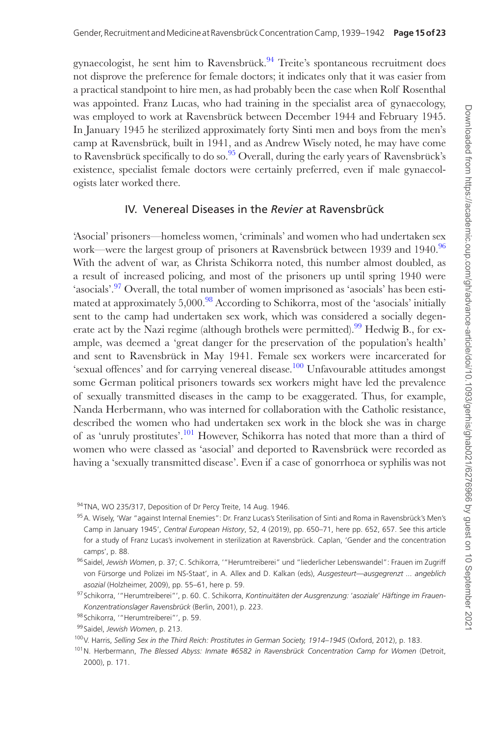gynaecologist, he sent him to Ravensbrück.[94] Treite's spontaneous recruitment does not disprove the preference for female doctors; it indicates only that it was easier from a practical standpoint to hire men, as had probably been the case when Rolf Rosenthal was appointed. Franz Lucas, who had training in the specialist area of gynaecology, was employed to work at Ravensbrück between December 1944 and February 1945. In January 1945 he sterilized approximately forty Sinti men and boys from the men's camp at Ravensbrück, built in 1941, and as Andrew Wisely noted, he may have come to Ravensbrück specifically to do so.[95] Overall, during the early years of Ravensbrück's existence, specialist female doctors were certainly preferred, even if male gynaecologists later worked there.

## IV. Venereal Diseases in the *Revier* at Ravensbrück

'Asocial' prisoners—homeless women, 'criminals' and women who had undertaken sex work—were the largest group of prisoners at Ravensbrück between 1939 and 1940.[96] With the advent of war, as Christa Schikorra noted, this number almost doubled, as a result of increased policing, and most of the prisoners up until spring 1940 were 'asocials'.[97] Overall, the total number of women imprisoned as 'asocials' has been estimated at approximately 5,000.[98] According to Schikorra, most of the 'asocials' initially sent to the camp had undertaken sex work, which was considered a socially degenerate act by the Nazi regime (although brothels were permitted).[99] Hedwig B., for example, was deemed a 'great danger for the preservation of the population's health' and sent to Ravensbrück in May 1941. Female sex workers were incarcerated for 'sexual offences' and for carrying venereal disease.[100] Unfavourable attitudes amongst some German political prisoners towards sex workers might have led the prevalence of sexually transmitted diseases in the camp to be exaggerated. Thus, for example, Nanda Herbermann, who was interned for collaboration with the Catholic resistance, described the women who had undertaken sex work in the block she was in charge of as 'unruly prostitutes'.[101] However, Schikorra has noted that more than a third of women who were classed as 'asocial' and deported to Ravensbrück were recorded as having a 'sexually transmitted disease'. Even if a case of gonorrhoea or syphilis was not

---

[94] TNA, WO 235/317, Deposition of Dr Percy Treite, 14 Aug. 1946.

[95] A. Wisely, 'War "against Internal Enemies": Dr. Franz Lucas's Sterilisation of Sinti and Roma in Ravensbrück's Men's Camp in January 1945', *Central European History*, 52, 4 (2019), pp. 650–71, here pp. 652, 657. See this article for a study of Franz Lucas's involvement in sterilization at Ravensbrück. Caplan, 'Gender and the concentration camps', p. 88.

[96] Saidel, *Jewish Women*, p. 37; C. Schikorra, '"Herumtreiberei" und "liederlicher Lebenswandel": Frauen im Zugriff von Fürsorge und Polizei im NS-Staat', in A. Allex and D. Kalkan (eds), *Ausgesteurt—ausgegrenzt ... angeblich asozial* (Holzheimer, 2009), pp. 55–61, here p. 59.

[97] Schikorra, '"Herumtreiberei"', p. 60. C. Schikorra, *Kontinuitäten der Ausgrenzung: 'asoziale' Häftinge im Frauen-Konzentrationslager Ravensbrück* (Berlin, 2001), p. 223.

[98] Schikorra, '"Herumtreiberei"', p. 59.

[99] Saidel, *Jewish Women*, p. 213.

[100] V. Harris, *Selling Sex in the Third Reich: Prostitutes in German Society, 1914–1945* (Oxford, 2012), p. 183.

[101] N. Herbermann, *The Blessed Abyss: Inmate #6582 in Ravensbrück Concentration Camp for Women* (Detroit, 2000), p. 171.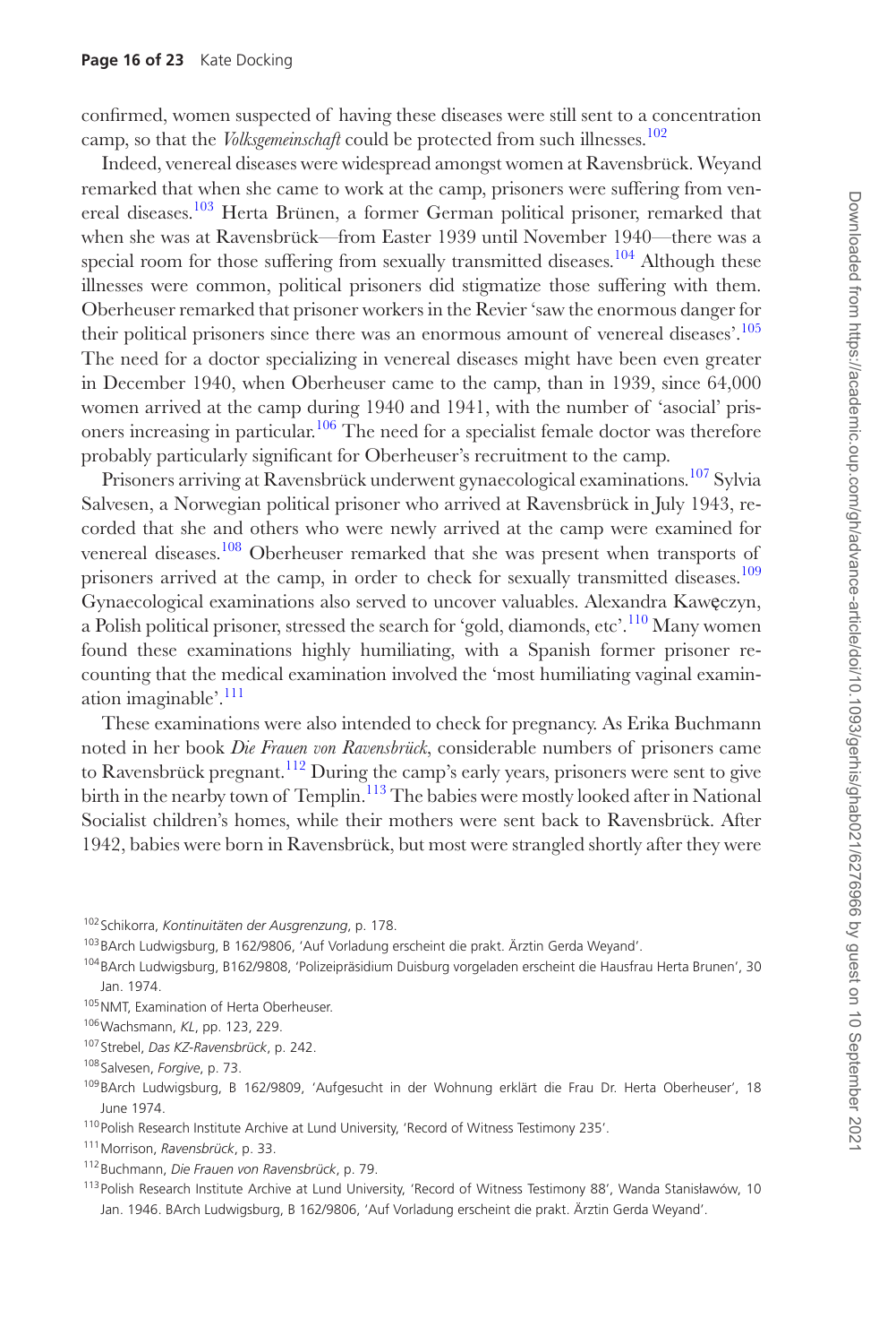confirmed, women suspected of having these diseases were still sent to a concentration camp, so that the *Volksgemeinschaft* could be protected from such illnesses.[102]

Indeed, venereal diseases were widespread amongst women at Ravensbrück. Weyand remarked that when she came to work at the camp, prisoners were suffering from venereal diseases.[103] Herta Brünen, a former German political prisoner, remarked that when she was at Ravensbrück—from Easter 1939 until November 1940—there was a special room for those suffering from sexually transmitted diseases.[104] Although these illnesses were common, political prisoners did stigmatize those suffering with them. Oberheuser remarked that prisoner workers in the Revier 'saw the enormous danger for their political prisoners since there was an enormous amount of venereal diseases'.[105] The need for a doctor specializing in venereal diseases might have been even greater in December 1940, when Oberheuser came to the camp, than in 1939, since 64,000 women arrived at the camp during 1940 and 1941, with the number of 'asocial' prisoners increasing in particular.[106] The need for a specialist female doctor was therefore probably particularly significant for Oberheuser's recruitment to the camp.

Prisoners arriving at Ravensbrück underwent gynaecological examinations.[107] Sylvia Salvesen, a Norwegian political prisoner who arrived at Ravensbrück in July 1943, recorded that she and others who were newly arrived at the camp were examined for venereal diseases.[108] Oberheuser remarked that she was present when transports of prisoners arrived at the camp, in order to check for sexually transmitted diseases.[109] Gynaecological examinations also served to uncover valuables. Alexandra Kawęczyn, a Polish political prisoner, stressed the search for 'gold, diamonds, etc'.[110] Many women found these examinations highly humiliating, with a Spanish former prisoner recounting that the medical examination involved the 'most humiliating vaginal examination imaginable'.[111]

These examinations were also intended to check for pregnancy. As Erika Buchmann noted in her book *Die Frauen von Ravensbrück*, considerable numbers of prisoners came to Ravensbrück pregnant.[112] During the camp's early years, prisoners were sent to give birth in the nearby town of Templin.[113] The babies were mostly looked after in National Socialist children's homes, while their mothers were sent back to Ravensbrück. After 1942, babies were born in Ravensbrück, but most were strangled shortly after they were

---

[102] Schikorra, *Kontinuitäten der Ausgrenzung*, p. 178.

[103] BArch Ludwigsburg, B 162/9806, 'Auf Vorladung erscheint die prakt. Ärztin Gerda Weyand'.

[104] BArch Ludwigsburg, B162/9808, 'Polizeipräsidium Duisburg vorgeladen erscheint die Hausfrau Herta Brunen', 30 Jan. 1974.

[105] NMT, Examination of Herta Oberheuser.

[106] Wachsmann, *KL*, pp. 123, 229.

[107] Strebel, *Das KZ-Ravensbrück*, p. 242.

[108] Salvesen, *Forgive*, p. 73.

[109] BArch Ludwigsburg, B 162/9809, 'Aufgesucht in der Wohnung erklärt die Frau Dr. Herta Oberheuser', 18 June 1974.

[110] Polish Research Institute Archive at Lund University, 'Record of Witness Testimony 235'.

[111] Morrison, *Ravensbrück*, p. 33.

[112] Buchmann, *Die Frauen von Ravensbrück*, p. 79.

[113] Polish Research Institute Archive at Lund University, 'Record of Witness Testimony 88', Wanda Stanisławów, 10 Jan. 1946. BArch Ludwigsburg, B 162/9806, 'Auf Vorladung erscheint die prakt. Ärztin Gerda Weyand'.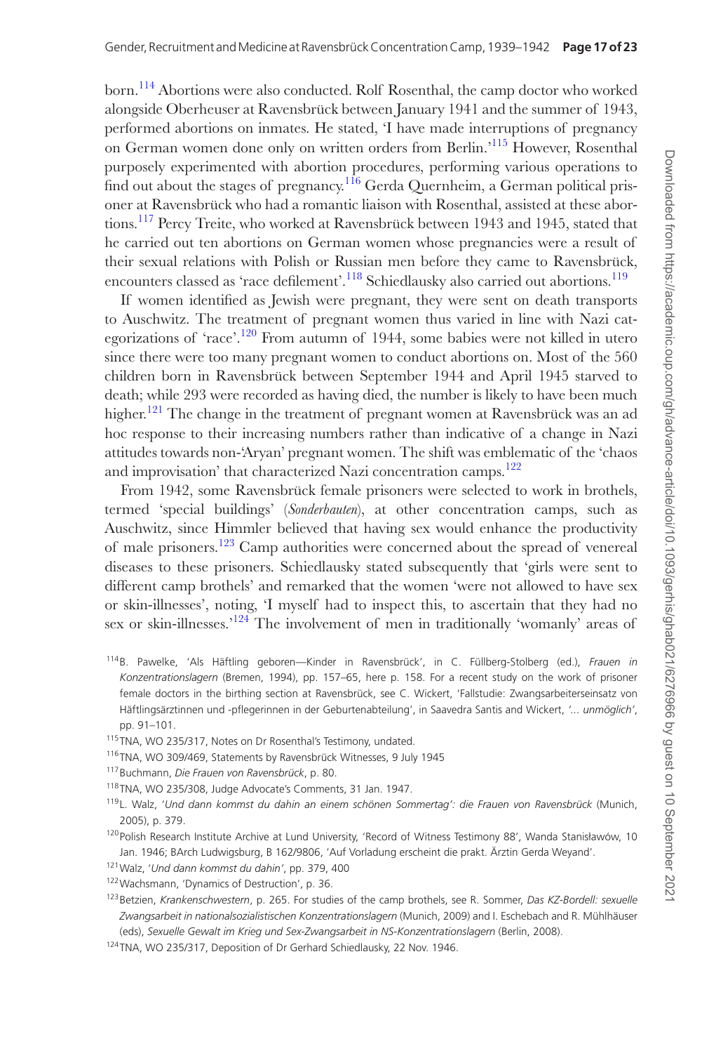born.[114] Abortions were also conducted. Rolf Rosenthal, the camp doctor who worked alongside Oberheuser at Ravensbrück between January 1941 and the summer of 1943, performed abortions on inmates. He stated, 'I have made interruptions of pregnancy on German women done only on written orders from Berlin.'[115] However, Rosenthal purposely experimented with abortion procedures, performing various operations to find out about the stages of pregnancy.[116] Gerda Quernheim, a German political prisoner at Ravensbrück who had a romantic liaison with Rosenthal, assisted at these abortions.[117] Percy Treite, who worked at Ravensbrück between 1943 and 1945, stated that he carried out ten abortions on German women whose pregnancies were a result of their sexual relations with Polish or Russian men before they came to Ravensbrück, encounters classed as 'race defilement'.[118] Schiedlausky also carried out abortions.[119]

If women identified as Jewish were pregnant, they were sent on death transports to Auschwitz. The treatment of pregnant women thus varied in line with Nazi categorizations of 'race'.[120] From autumn of 1944, some babies were not killed in utero since there were too many pregnant women to conduct abortions on. Most of the 560 children born in Ravensbrück between September 1944 and April 1945 starved to death; while 293 were recorded as having died, the number is likely to have been much higher.[121] The change in the treatment of pregnant women at Ravensbrück was an ad hoc response to their increasing numbers rather than indicative of a change in Nazi attitudes towards non-'Aryan' pregnant women. The shift was emblematic of the 'chaos and improvisation' that characterized Nazi concentration camps.[122]

From 1942, some Ravensbrück female prisoners were selected to work in brothels, termed 'special buildings' (*Sonderbauten*), at other concentration camps, such as Auschwitz, since Himmler believed that having sex would enhance the productivity of male prisoners.[123] Camp authorities were concerned about the spread of venereal diseases to these prisoners. Schiedlausky stated subsequently that 'girls were sent to different camp brothels' and remarked that the women 'were not allowed to have sex or skin-illnesses', noting, 'I myself had to inspect this, to ascertain that they had no sex or skin-illnesses.'[124] The involvement of men in traditionally 'womanly' areas of

[114] B. Pawelke, 'Als Häftling geboren—Kinder in Ravensbrück', in C. Füllberg-Stolberg (ed.), *Frauen in Konzentrationslagern* (Bremen, 1994), pp. 157–65, here p. 158. For a recent study on the work of prisoner female doctors in the birthing section at Ravensbrück, see C. Wickert, 'Fallstudie: Zwangsarbeiterseinsatz von Häftlingsärztinnen und -pflegerinnen in der Geburtenabteilung', in Saavedra Santis and Wickert, *'... unmöglich'*, pp. 91–101.

[115] TNA, WO 235/317, Notes on Dr Rosenthal's Testimony, undated.

[116] TNA, WO 309/469, Statements by Ravensbrück Witnesses, 9 July 1945

[117] Buchmann, *Die Frauen von Ravensbrück*, p. 80.

[118] TNA, WO 235/308, Judge Advocate's Comments, 31 Jan. 1947.

[119] L. Walz, *'Und dann kommst du dahin an einem schönen Sommertag': die Frauen von Ravensbrück* (Munich, 2005), p. 379.

[120] Polish Research Institute Archive at Lund University, 'Record of Witness Testimony 88', Wanda Stanisławów, 10 Jan. 1946; BArch Ludwigsburg, B 162/9806, 'Auf Vorladung erscheint die prakt. Ärztin Gerda Weyand'.

[121] Walz, *'Und dann kommst du dahin'*, pp. 379, 400

[122] Wachsmann, 'Dynamics of Destruction', p. 36.

[123] Betzien, *Krankenschwestern*, p. 265. For studies of the camp brothels, see R. Sommer, *Das KZ-Bordell: sexuelle Zwangsarbeit in nationalsozialistischen Konzentrationslagern* (Munich, 2009) and I. Eschebach and R. Mühlhäuser (eds), *Sexuelle Gewalt im Krieg und Sex-Zwangsarbeit in NS-Konzentrationslagern* (Berlin, 2008).

[124] TNA, WO 235/317, Deposition of Dr Gerhard Schiedlausky, 22 Nov. 1946.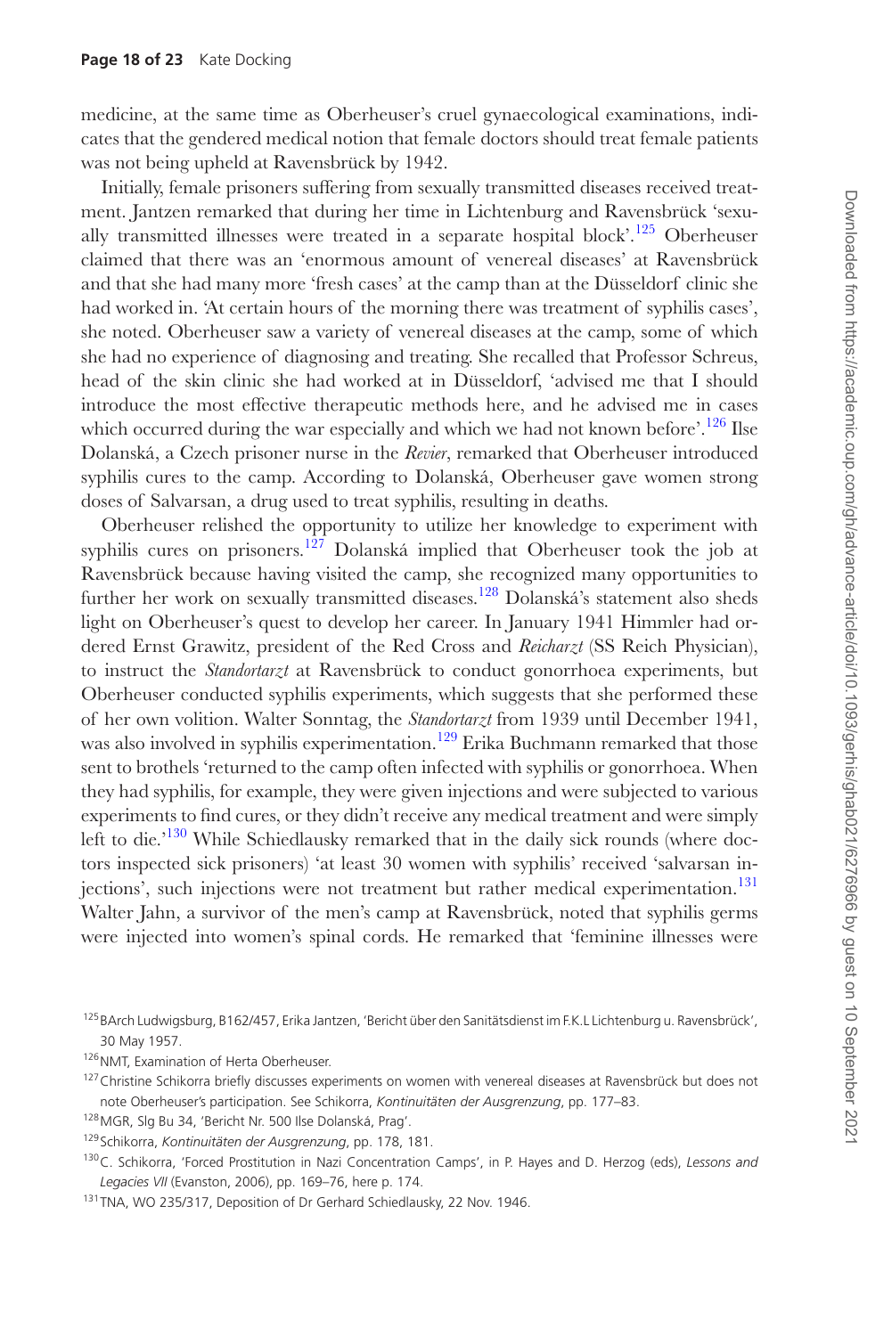medicine, at the same time as Oberheuser's cruel gynaecological examinations, indicates that the gendered medical notion that female doctors should treat female patients was not being upheld at Ravensbrück by 1942.

Initially, female prisoners suffering from sexually transmitted diseases received treatment. Jantzen remarked that during her time in Lichtenburg and Ravensbrück 'sexually transmitted illnesses were treated in a separate hospital block'.[125] Oberheuser claimed that there was an 'enormous amount of venereal diseases' at Ravensbrück and that she had many more 'fresh cases' at the camp than at the Düsseldorf clinic she had worked in. 'At certain hours of the morning there was treatment of syphilis cases', she noted. Oberheuser saw a variety of venereal diseases at the camp, some of which she had no experience of diagnosing and treating. She recalled that Professor Schreus, head of the skin clinic she had worked at in Düsseldorf, 'advised me that I should introduce the most effective therapeutic methods here, and he advised me in cases which occurred during the war especially and which we had not known before'.[126] Ilse Dolanská, a Czech prisoner nurse in the *Revier*, remarked that Oberheuser introduced syphilis cures to the camp. According to Dolanská, Oberheuser gave women strong doses of Salvarsan, a drug used to treat syphilis, resulting in deaths.

Oberheuser relished the opportunity to utilize her knowledge to experiment with syphilis cures on prisoners.[127] Dolanská implied that Oberheuser took the job at Ravensbrück because having visited the camp, she recognized many opportunities to further her work on sexually transmitted diseases.[128] Dolanská's statement also sheds light on Oberheuser's quest to develop her career. In January 1941 Himmler had ordered Ernst Grawitz, president of the Red Cross and *Reicharzt* (SS Reich Physician), to instruct the *Standortarzt* at Ravensbrück to conduct gonorrhoea experiments, but Oberheuser conducted syphilis experiments, which suggests that she performed these of her own volition. Walter Sonntag, the *Standortarzt* from 1939 until December 1941, was also involved in syphilis experimentation.[129] Erika Buchmann remarked that those sent to brothels 'returned to the camp often infected with syphilis or gonorrhoea. When they had syphilis, for example, they were given injections and were subjected to various experiments to find cures, or they didn't receive any medical treatment and were simply left to die.'[130] While Schiedlausky remarked that in the daily sick rounds (where doctors inspected sick prisoners) 'at least 30 women with syphilis' received 'salvarsan injections', such injections were not treatment but rather medical experimentation.[131] Walter Jahn, a survivor of the men's camp at Ravensbrück, noted that syphilis germs were injected into women's spinal cords. He remarked that 'feminine illnesses were

[125] BArch Ludwigsburg, B162/457, Erika Jantzen, 'Bericht über den Sanitätsdienst im F.K.L Lichtenburg u. Ravensbrück', 30 May 1957.

[126] NMT, Examination of Herta Oberheuser.

[127] Christine Schikorra briefly discusses experiments on women with venereal diseases at Ravensbrück but does not note Oberheuser's participation. See Schikorra, *Kontinuitäten der Ausgrenzung*, pp. 177–83.

[128] MGR, Slg Bu 34, 'Bericht Nr. 500 Ilse Dolanská, Prag'.

[129] Schikorra, *Kontinuitäten der Ausgrenzung*, pp. 178, 181.

[130] C. Schikorra, 'Forced Prostitution in Nazi Concentration Camps', in P. Hayes and D. Herzog (eds), *Lessons and Legacies VII* (Evanston, 2006), pp. 169–76, here p. 174.

[131] TNA, WO 235/317, Deposition of Dr Gerhard Schiedlausky, 22 Nov. 1946.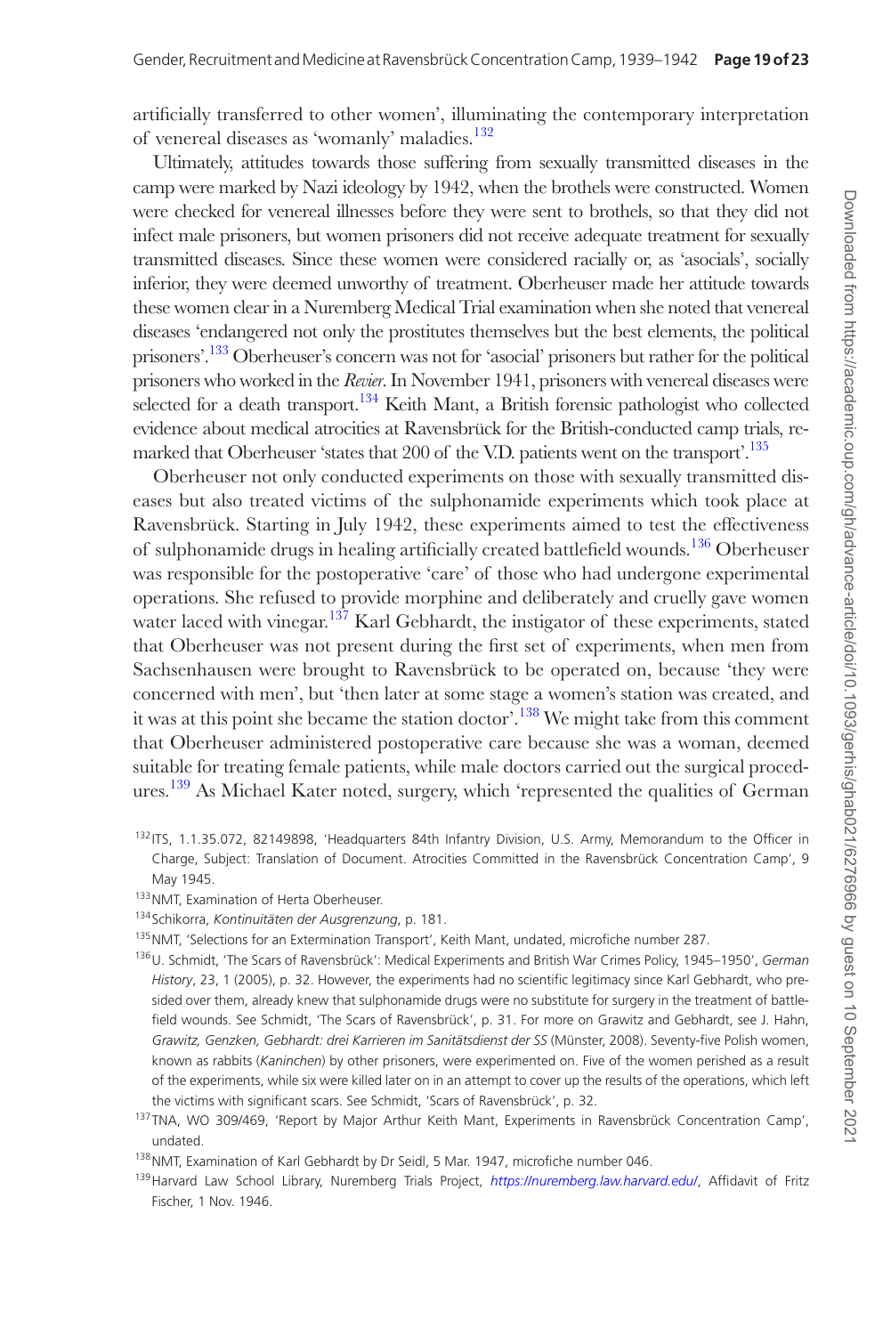artificially transferred to other women', illuminating the contemporary interpretation of venereal diseases as 'womanly' maladies.[132]

Ultimately, attitudes towards those suffering from sexually transmitted diseases in the camp were marked by Nazi ideology by 1942, when the brothels were constructed. Women were checked for venereal illnesses before they were sent to brothels, so that they did not infect male prisoners, but women prisoners did not receive adequate treatment for sexually transmitted diseases. Since these women were considered racially or, as 'asocials', socially inferior, they were deemed unworthy of treatment. Oberheuser made her attitude towards these women clear in a Nuremberg Medical Trial examination when she noted that venereal diseases 'endangered not only the prostitutes themselves but the best elements, the political prisoners'.[133] Oberheuser's concern was not for 'asocial' prisoners but rather for the political prisoners who worked in the *Revier*. In November 1941, prisoners with venereal diseases were selected for a death transport.[134] Keith Mant, a British forensic pathologist who collected evidence about medical atrocities at Ravensbrück for the British-conducted camp trials, remarked that Oberheuser 'states that 200 of the V.D. patients went on the transport'.[135]

Oberheuser not only conducted experiments on those with sexually transmitted diseases but also treated victims of the sulphonamide experiments which took place at Ravensbrück. Starting in July 1942, these experiments aimed to test the effectiveness of sulphonamide drugs in healing artificially created battlefield wounds.[136] Oberheuser was responsible for the postoperative 'care' of those who had undergone experimental operations. She refused to provide morphine and deliberately and cruelly gave women water laced with vinegar.[137] Karl Gebhardt, the instigator of these experiments, stated that Oberheuser was not present during the first set of experiments, when men from Sachsenhausen were brought to Ravensbrück to be operated on, because 'they were concerned with men', but 'then later at some stage a women's station was created, and it was at this point she became the station doctor'.[138] We might take from this comment that Oberheuser administered postoperative care because she was a woman, deemed suitable for treating female patients, while male doctors carried out the surgical procedures.[139] As Michael Kater noted, surgery, which 'represented the qualities of German

[132] ITS, 1.1.35.072, 82149898, 'Headquarters 84th Infantry Division, U.S. Army, Memorandum to the Officer in Charge, Subject: Translation of Document. Atrocities Committed in the Ravensbrück Concentration Camp', 9 May 1945.

[133] NMT, Examination of Herta Oberheuser.

[134] Schikorra, *Kontinuitäten der Ausgrenzung*, p. 181.

[135] NMT, 'Selections for an Extermination Transport', Keith Mant, undated, microfiche number 287.

[136] U. Schmidt, 'The Scars of Ravensbrück': Medical Experiments and British War Crimes Policy, 1945–1950', *German History*, 23, 1 (2005), p. 32. However, the experiments had no scientific legitimacy since Karl Gebhardt, who presided over them, already knew that sulphonamide drugs were no substitute for surgery in the treatment of battlefield wounds. See Schmidt, 'The Scars of Ravensbrück', p. 31. For more on Grawitz and Gebhardt, see J. Hahn, *Grawitz, Genzken, Gebhardt: drei Karrieren im Sanitätsdienst der SS* (Münster, 2008). Seventy-five Polish women, known as rabbits (*Kaninchen*) by other prisoners, were experimented on. Five of the women perished as a result of the experiments, while six were killed later on in an attempt to cover up the results of the operations, which left the victims with significant scars. See Schmidt, 'Scars of Ravensbrück', p. 32.

[137] TNA, WO 309/469, 'Report by Major Arthur Keith Mant, Experiments in Ravensbrück Concentration Camp', undated.

[138] NMT, Examination of Karl Gebhardt by Dr Seidl, 5 Mar. 1947, microfiche number 046.

[139] Harvard Law School Library, Nuremberg Trials Project, *https://nuremberg.law.harvard.edu/*, Affidavit of Fritz Fischer, 1 Nov. 1946.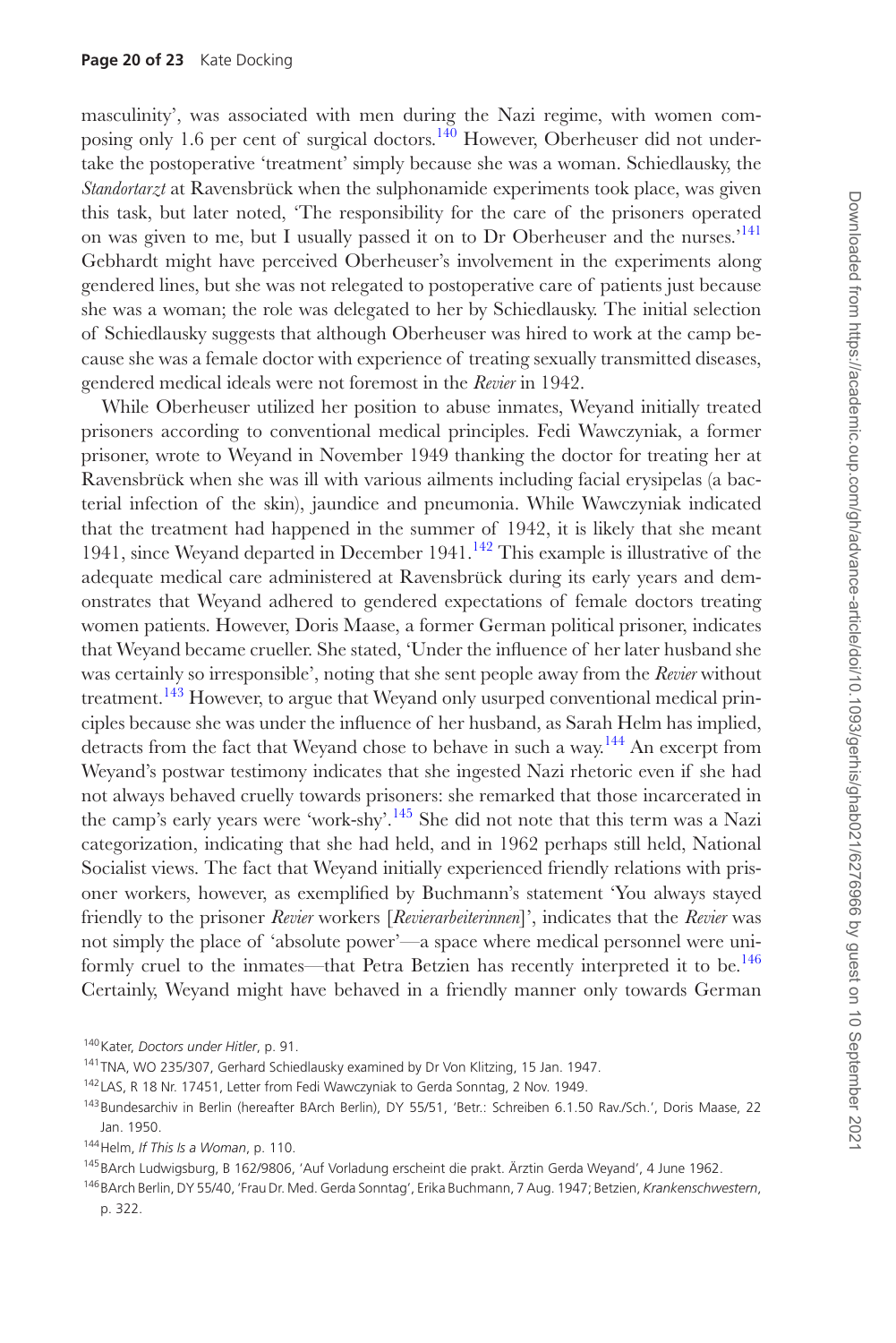masculinity', was associated with men during the Nazi regime, with women composing only 1.6 per cent of surgical doctors.[140] However, Oberheuser did not undertake the postoperative 'treatment' simply because she was a woman. Schiedlausky, the *Standortarzt* at Ravensbrück when the sulphonamide experiments took place, was given this task, but later noted, 'The responsibility for the care of the prisoners operated on was given to me, but I usually passed it on to Dr Oberheuser and the nurses.'[141] Gebhardt might have perceived Oberheuser's involvement in the experiments along gendered lines, but she was not relegated to postoperative care of patients just because she was a woman; the role was delegated to her by Schiedlausky. The initial selection of Schiedlausky suggests that although Oberheuser was hired to work at the camp because she was a female doctor with experience of treating sexually transmitted diseases, gendered medical ideals were not foremost in the *Revier* in 1942.

While Oberheuser utilized her position to abuse inmates, Weyand initially treated prisoners according to conventional medical principles. Fedi Wawczyniak, a former prisoner, wrote to Weyand in November 1949 thanking the doctor for treating her at Ravensbrück when she was ill with various ailments including facial erysipelas (a bacterial infection of the skin), jaundice and pneumonia. While Wawczyniak indicated that the treatment had happened in the summer of 1942, it is likely that she meant 1941, since Weyand departed in December 1941.[142] This example is illustrative of the adequate medical care administered at Ravensbrück during its early years and demonstrates that Weyand adhered to gendered expectations of female doctors treating women patients. However, Doris Maase, a former German political prisoner, indicates that Weyand became crueller. She stated, 'Under the influence of her later husband she was certainly so irresponsible', noting that she sent people away from the *Revier* without treatment.[143] However, to argue that Weyand only usurped conventional medical principles because she was under the influence of her husband, as Sarah Helm has implied, detracts from the fact that Weyand chose to behave in such a way.[144] An excerpt from Weyand's postwar testimony indicates that she ingested Nazi rhetoric even if she had not always behaved cruelly towards prisoners: she remarked that those incarcerated in the camp's early years were 'work-shy'.[145] She did not note that this term was a Nazi categorization, indicating that she had held, and in 1962 perhaps still held, National Socialist views. The fact that Weyand initially experienced friendly relations with prisoner workers, however, as exemplified by Buchmann's statement 'You always stayed friendly to the prisoner *Revier* workers [*Revierarbeiterinnen*]', indicates that the *Revier* was not simply the place of 'absolute power'—a space where medical personnel were uniformly cruel to the inmates—that Petra Betzien has recently interpreted it to be.[146] Certainly, Weyand might have behaved in a friendly manner only towards German

[140] Kater, *Doctors under Hitler*, p. 91.

[141] TNA, WO 235/307, Gerhard Schiedlausky examined by Dr Von Klitzing, 15 Jan. 1947.

[142] LAS, R 18 Nr. 17451, Letter from Fedi Wawczyniak to Gerda Sonntag, 2 Nov. 1949.

[143] Bundesarchiv in Berlin (hereafter BArch Berlin), DY 55/51, 'Betr.: Schreiben 6.1.50 Rav./Sch.', Doris Maase, 22 Jan. 1950.

[144] Helm, *If This Is a Woman*, p. 110.

[145] BArch Ludwigsburg, B 162/9806, 'Auf Vorladung erscheint die prakt. Ärztin Gerda Weyand', 4 June 1962.

[146] BArch Berlin, DY 55/40, 'Frau Dr. Med. Gerda Sonntag', Erika Buchmann, 7 Aug. 1947; Betzien, *Krankenschwestern*, p. 322.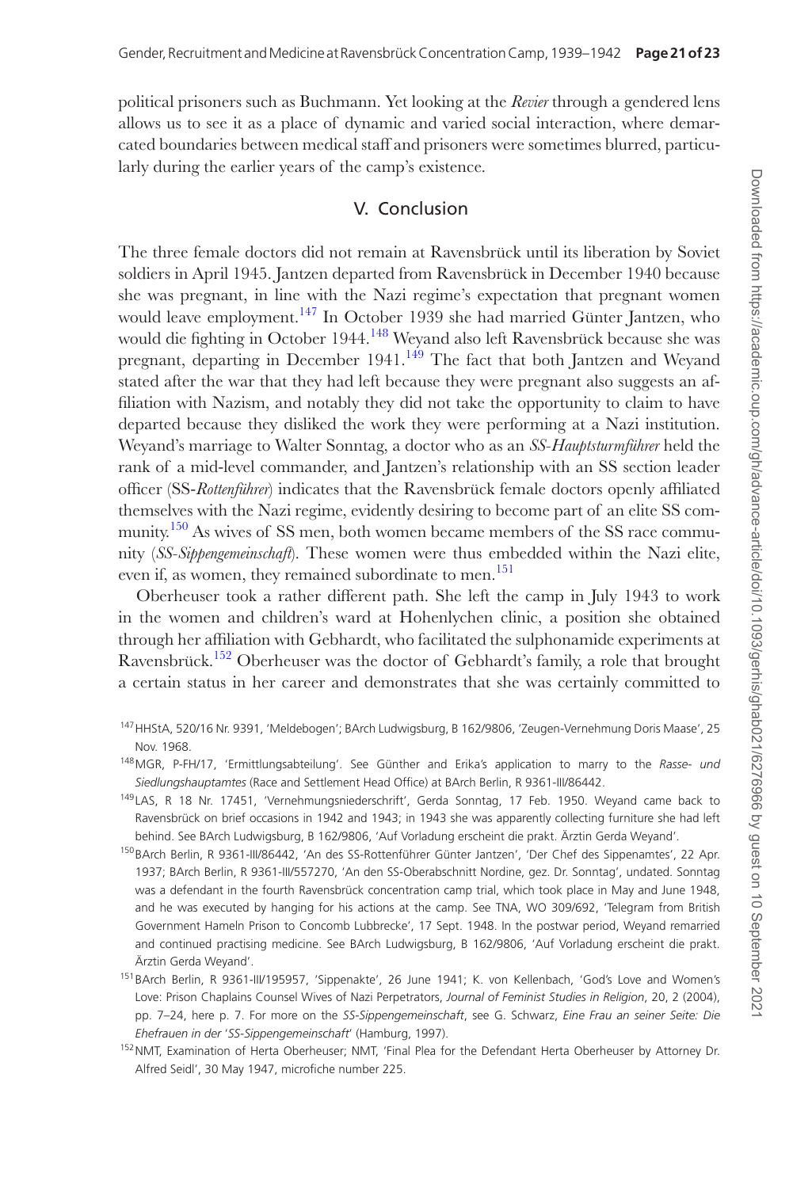political prisoners such as Buchmann. Yet looking at the *Revier* through a gendered lens allows us to see it as a place of dynamic and varied social interaction, where demarcated boundaries between medical staff and prisoners were sometimes blurred, particularly during the earlier years of the camp's existence.

## V. Conclusion

The three female doctors did not remain at Ravensbrück until its liberation by Soviet soldiers in April 1945. Jantzen departed from Ravensbrück in December 1940 because she was pregnant, in line with the Nazi regime's expectation that pregnant women would leave employment.[147] In October 1939 she had married Günter Jantzen, who would die fighting in October 1944.[148] Weyand also left Ravensbrück because she was pregnant, departing in December 1941.[149] The fact that both Jantzen and Weyand stated after the war that they had left because they were pregnant also suggests an affiliation with Nazism, and notably they did not take the opportunity to claim to have departed because they disliked the work they were performing at a Nazi institution. Weyand's marriage to Walter Sonntag, a doctor who as an *SS-Hauptsturmführer* held the rank of a mid-level commander, and Jantzen's relationship with an SS section leader officer (SS-*Rottenführer*) indicates that the Ravensbrück female doctors openly affiliated themselves with the Nazi regime, evidently desiring to become part of an elite SS community.[150] As wives of SS men, both women became members of the SS race community (*SS-Sippengemeinschaft*). These women were thus embedded within the Nazi elite, even if, as women, they remained subordinate to men.[151]

Oberheuser took a rather different path. She left the camp in July 1943 to work in the women and children's ward at Hohenlychen clinic, a position she obtained through her affiliation with Gebhardt, who facilitated the sulphonamide experiments at Ravensbrück.[152] Oberheuser was the doctor of Gebhardt's family, a role that brought a certain status in her career and demonstrates that she was certainly committed to

[147] HHStA, 520/16 Nr. 9391, 'Meldebogen'; BArch Ludwigsburg, B 162/9806, 'Zeugen-Vernehmung Doris Maase', 25 Nov. 1968.

[148] MGR, P-FH/17, 'Ermittlungsabteilung'. See Günther and Erika's application to marry to the *Rasse- und Siedlungshauptamtes* (Race and Settlement Head Office) at BArch Berlin, R 9361-III/86442.

[149] LAS, R 18 Nr. 17451, 'Vernehmungsniederschrift', Gerda Sonntag, 17 Feb. 1950. Weyand came back to Ravensbrück on brief occasions in 1942 and 1943; in 1943 she was apparently collecting furniture she had left behind. See BArch Ludwigsburg, B 162/9806, 'Auf Vorladung erscheint die prakt. Ärztin Gerda Weyand'.

[150] BArch Berlin, R 9361-III/86442, 'An des SS-Rottenführer Günter Jantzen', 'Der Chef des Sippenamtes', 22 Apr. 1937; BArch Berlin, R 9361-III/557270, 'An den SS-Oberabschnitt Nordine, gez. Dr. Sonntag', undated. Sonntag was a defendant in the fourth Ravensbrück concentration camp trial, which took place in May and June 1948, and he was executed by hanging for his actions at the camp. See TNA, WO 309/692, 'Telegram from British Government Hameln Prison to Concomb Lubbrecke', 17 Sept. 1948. In the postwar period, Weyand remarried and continued practising medicine. See BArch Ludwigsburg, B 162/9806, 'Auf Vorladung erscheint die prakt. Ärztin Gerda Weyand'.

[151] BArch Berlin, R 9361-III/195957, 'Sippenakte', 26 June 1941; K. von Kellenbach, 'God's Love and Women's Love: Prison Chaplains Counsel Wives of Nazi Perpetrators, *Journal of Feminist Studies in Religion*, 20, 2 (2004), pp. 7–24, here p. 7. For more on the *SS-Sippengemeinschaft*, see G. Schwarz, *Eine Frau an seiner Seite: Die Ehefrauen in der 'SS-Sippengemeinschaft'* (Hamburg, 1997).

[152] NMT, Examination of Herta Oberheuser; NMT, 'Final Plea for the Defendant Herta Oberheuser by Attorney Dr. Alfred Seidl', 30 May 1947, microfiche number 225.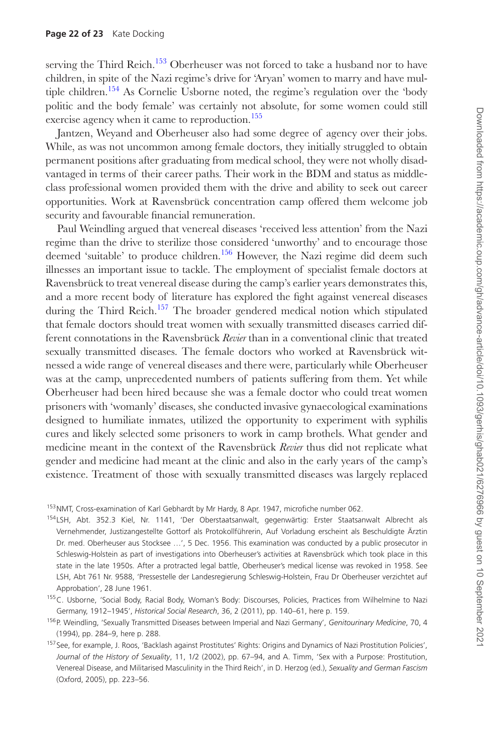serving the Third Reich.[153] Oberheuser was not forced to take a husband nor to have children, in spite of the Nazi regime's drive for 'Aryan' women to marry and have multiple children.[154] As Cornelie Usborne noted, the regime's regulation over the 'body politic and the body female' was certainly not absolute, for some women could still exercise agency when it came to reproduction.[155]

Jantzen, Weyand and Oberheuser also had some degree of agency over their jobs. While, as was not uncommon among female doctors, they initially struggled to obtain permanent positions after graduating from medical school, they were not wholly disadvantaged in terms of their career paths. Their work in the BDM and status as middle-class professional women provided them with the drive and ability to seek out career opportunities. Work at Ravensbrück concentration camp offered them welcome job security and favourable financial remuneration.

Paul Weindling argued that venereal diseases 'received less attention' from the Nazi regime than the drive to sterilize those considered 'unworthy' and to encourage those deemed 'suitable' to produce children.[156] However, the Nazi regime did deem such illnesses an important issue to tackle. The employment of specialist female doctors at Ravensbrück to treat venereal disease during the camp's earlier years demonstrates this, and a more recent body of literature has explored the fight against venereal diseases during the Third Reich.[157] The broader gendered medical notion which stipulated that female doctors should treat women with sexually transmitted diseases carried different connotations in the Ravensbrück *Revier* than in a conventional clinic that treated sexually transmitted diseases. The female doctors who worked at Ravensbrück witnessed a wide range of venereal diseases and there were, particularly while Oberheuser was at the camp, unprecedented numbers of patients suffering from them. Yet while Oberheuser had been hired because she was a female doctor who could treat women prisoners with 'womanly' diseases, she conducted invasive gynaecological examinations designed to humiliate inmates, utilized the opportunity to experiment with syphilis cures and likely selected some prisoners to work in camp brothels. What gender and medicine meant in the context of the Ravensbrück *Revier* thus did not replicate what gender and medicine had meant at the clinic and also in the early years of the camp's existence. Treatment of those with sexually transmitted diseases was largely replaced

[153] NMT, Cross-examination of Karl Gebhardt by Mr Hardy, 8 Apr. 1947, microfiche number 062.

[154] LSH, Abt. 352.3 Kiel, Nr. 1141, 'Der Oberstaatsanwalt, gegenwärtig: Erster Staatsanwalt Albrecht als Vernehmender, Justizangestellte Gottorf als Protokollführerin, Auf Vorladung erscheint als Beschuldigte Ärztin Dr. med. Oberheuser aus Stocksee …', 5 Dec. 1956. This examination was conducted by a public prosecutor in Schleswig-Holstein as part of investigations into Oberheuser's activities at Ravensbrück which took place in this state in the late 1950s. After a protracted legal battle, Oberheuser's medical license was revoked in 1958. See LSH, Abt 761 Nr. 9588, 'Pressestelle der Landesregierung Schleswig-Holstein, Frau Dr Oberheuser verzichtet auf Approbation', 28 June 1961.

[155] C. Usborne, 'Social Body, Racial Body, Woman's Body: Discourses, Policies, Practices from Wilhelmine to Nazi Germany, 1912–1945', *Historical Social Research*, 36, 2 (2011), pp. 140–61, here p. 159.

[156] P. Weindling, 'Sexually Transmitted Diseases between Imperial and Nazi Germany', *Genitourinary Medicine*, 70, 4 (1994), pp. 284–9, here p. 288.

[157] See, for example, J. Roos, 'Backlash against Prostitutes' Rights: Origins and Dynamics of Nazi Prostitution Policies', *Journal of the History of Sexuality*, 11, 1/2 (2002), pp. 67–94, and A. Timm, 'Sex with a Purpose: Prostitution, Venereal Disease, and Militarised Masculinity in the Third Reich', in D. Herzog (ed.), *Sexuality and German Fascism* (Oxford, 2005), pp. 223–56.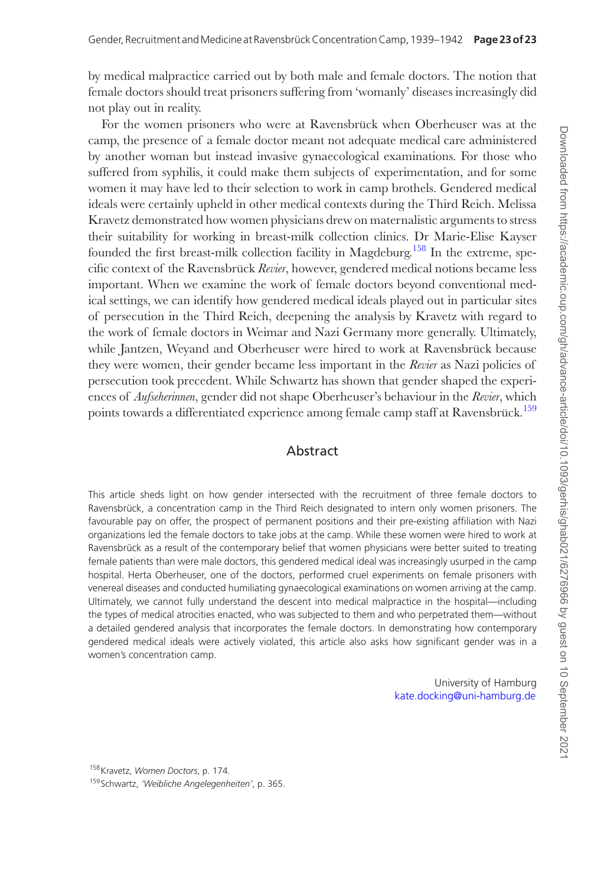by medical malpractice carried out by both male and female doctors. The notion that female doctors should treat prisoners suffering from 'womanly' diseases increasingly did not play out in reality.

For the women prisoners who were at Ravensbrück when Oberheuser was at the camp, the presence of a female doctor meant not adequate medical care administered by another woman but instead invasive gynaecological examinations. For those who suffered from syphilis, it could make them subjects of experimentation, and for some women it may have led to their selection to work in camp brothels. Gendered medical ideals were certainly upheld in other medical contexts during the Third Reich. Melissa Kravetz demonstrated how women physicians drew on maternalistic arguments to stress their suitability for working in breast-milk collection clinics. Dr Marie-Elise Kayser founded the first breast-milk collection facility in Magdeburg.[158] In the extreme, specific context of the Ravensbrück *Revier*, however, gendered medical notions became less important. When we examine the work of female doctors beyond conventional medical settings, we can identify how gendered medical ideals played out in particular sites of persecution in the Third Reich, deepening the analysis by Kravetz with regard to the work of female doctors in Weimar and Nazi Germany more generally. Ultimately, while Jantzen, Weyand and Oberheuser were hired to work at Ravensbrück because they were women, their gender became less important in the *Revier* as Nazi policies of persecution took precedent. While Schwartz has shown that gender shaped the experiences of *Aufseherinnen*, gender did not shape Oberheuser's behaviour in the *Revier*, which points towards a differentiated experience among female camp staff at Ravensbrück.[159]

## Abstract

This article sheds light on how gender intersected with the recruitment of three female doctors to Ravensbrück, a concentration camp in the Third Reich designated to intern only women prisoners. The favourable pay on offer, the prospect of permanent positions and their pre-existing affiliation with Nazi organizations led the female doctors to take jobs at the camp. While these women were hired to work at Ravensbrück as a result of the contemporary belief that women physicians were better suited to treating female patients than were male doctors, this gendered medical ideal was increasingly usurped in the camp hospital. Herta Oberheuser, one of the doctors, performed cruel experiments on female prisoners with venereal diseases and conducted humiliating gynaecological examinations on women arriving at the camp. Ultimately, we cannot fully understand the descent into medical malpractice in the hospital—including the types of medical atrocities enacted, who was subjected to them and who perpetrated them—without a detailed gendered analysis that incorporates the female doctors. In demonstrating how contemporary gendered medical ideals were actively violated, this article also asks how significant gender was in a women's concentration camp.

University of Hamburg
kate.docking@uni-hamburg.de

[158] Kravetz, *Women Doctors*, p. 174.

[159] Schwartz, *'Weibliche Angelegenheiten'*, p. 365.